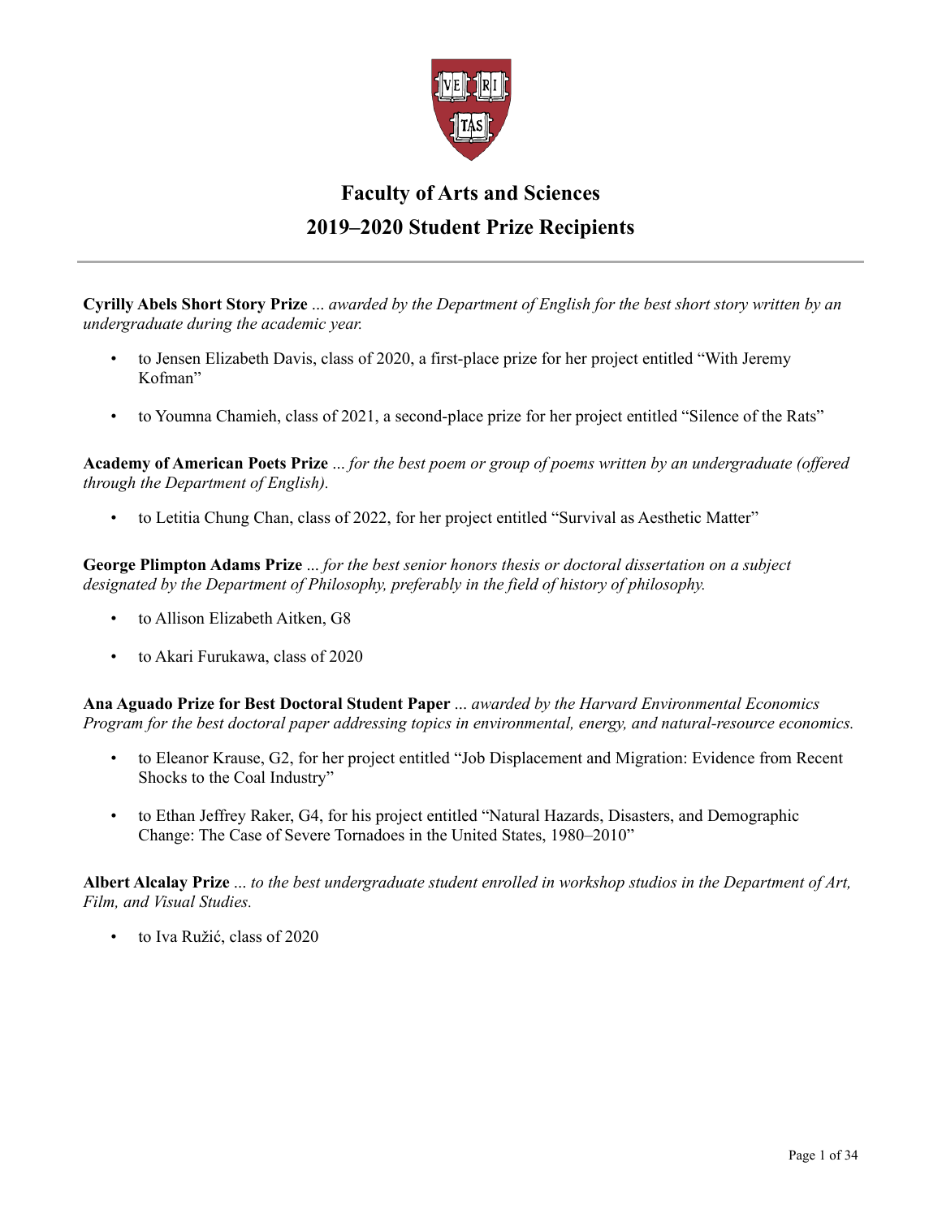# Faculty of Arts and Sciences

## 2019–2020 Student Prize Recipients

---

**Cyrilly Abels Short Story Prize** ... *awarded by the Department of English for the best short story written by an undergraduate during the academic year.*

- to Jensen Elizabeth Davis, class of 2020, a first-place prize for her project entitled "With Jeremy Kofman"
- to Youmna Chamieh, class of 2021, a second-place prize for her project entitled "Silence of the Rats"

**Academy of American Poets Prize** ... *for the best poem or group of poems written by an undergraduate (offered through the Department of English).*

- to Letitia Chung Chan, class of 2022, for her project entitled "Survival as Aesthetic Matter"

**George Plimpton Adams Prize** ... *for the best senior honors thesis or doctoral dissertation on a subject designated by the Department of Philosophy, preferably in the field of history of philosophy.*

- to Allison Elizabeth Aitken, G8
- to Akari Furukawa, class of 2020

**Ana Aguado Prize for Best Doctoral Student Paper** ... *awarded by the Harvard Environmental Economics Program for the best doctoral paper addressing topics in environmental, energy, and natural-resource economics.*

- to Eleanor Krause, G2, for her project entitled "Job Displacement and Migration: Evidence from Recent Shocks to the Coal Industry"
- to Ethan Jeffrey Raker, G4, for his project entitled "Natural Hazards, Disasters, and Demographic Change: The Case of Severe Tornadoes in the United States, 1980–2010"

**Albert Alcalay Prize** ... *to the best undergraduate student enrolled in workshop studios in the Department of Art, Film, and Visual Studies.*

- to Iva Ružić, class of 2020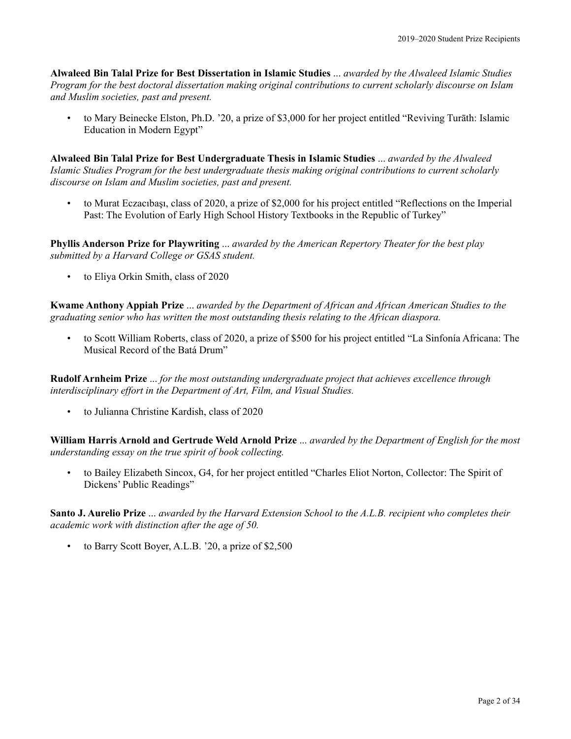**Alwaleed Bin Talal Prize for Best Dissertation in Islamic Studies** ... *awarded by the Alwaleed Islamic Studies Program for the best doctoral dissertation making original contributions to current scholarly discourse on Islam and Muslim societies, past and present.*

- to Mary Beinecke Elston, Ph.D. '20, a prize of $3,000 for her project entitled "Reviving Turāth: Islamic Education in Modern Egypt"

**Alwaleed Bin Talal Prize for Best Undergraduate Thesis in Islamic Studies** ... *awarded by the Alwaleed Islamic Studies Program for the best undergraduate thesis making original contributions to current scholarly discourse on Islam and Muslim societies, past and present.*

- to Murat Eczacıbaşı, class of 2020, a prize of $2,000 for his project entitled "Reflections on the Imperial Past: The Evolution of Early High School History Textbooks in the Republic of Turkey"

**Phyllis Anderson Prize for Playwriting** ... *awarded by the American Repertory Theater for the best play submitted by a Harvard College or GSAS student.*

- to Eliya Orkin Smith, class of 2020

**Kwame Anthony Appiah Prize** ... *awarded by the Department of African and African American Studies to the graduating senior who has written the most outstanding thesis relating to the African diaspora.*

- to Scott William Roberts, class of 2020, a prize of $500 for his project entitled "La Sinfonía Africana: The Musical Record of the Batá Drum"

**Rudolf Arnheim Prize** ... *for the most outstanding undergraduate project that achieves excellence through interdisciplinary effort in the Department of Art, Film, and Visual Studies.*

- to Julianna Christine Kardish, class of 2020

**William Harris Arnold and Gertrude Weld Arnold Prize** ... *awarded by the Department of English for the most understanding essay on the true spirit of book collecting.*

- to Bailey Elizabeth Sincox, G4, for her project entitled "Charles Eliot Norton, Collector: The Spirit of Dickens' Public Readings"

**Santo J. Aurelio Prize** ... *awarded by the Harvard Extension School to the A.L.B. recipient who completes their academic work with distinction after the age of 50.*

- to Barry Scott Boyer, A.L.B. '20, a prize of $2,500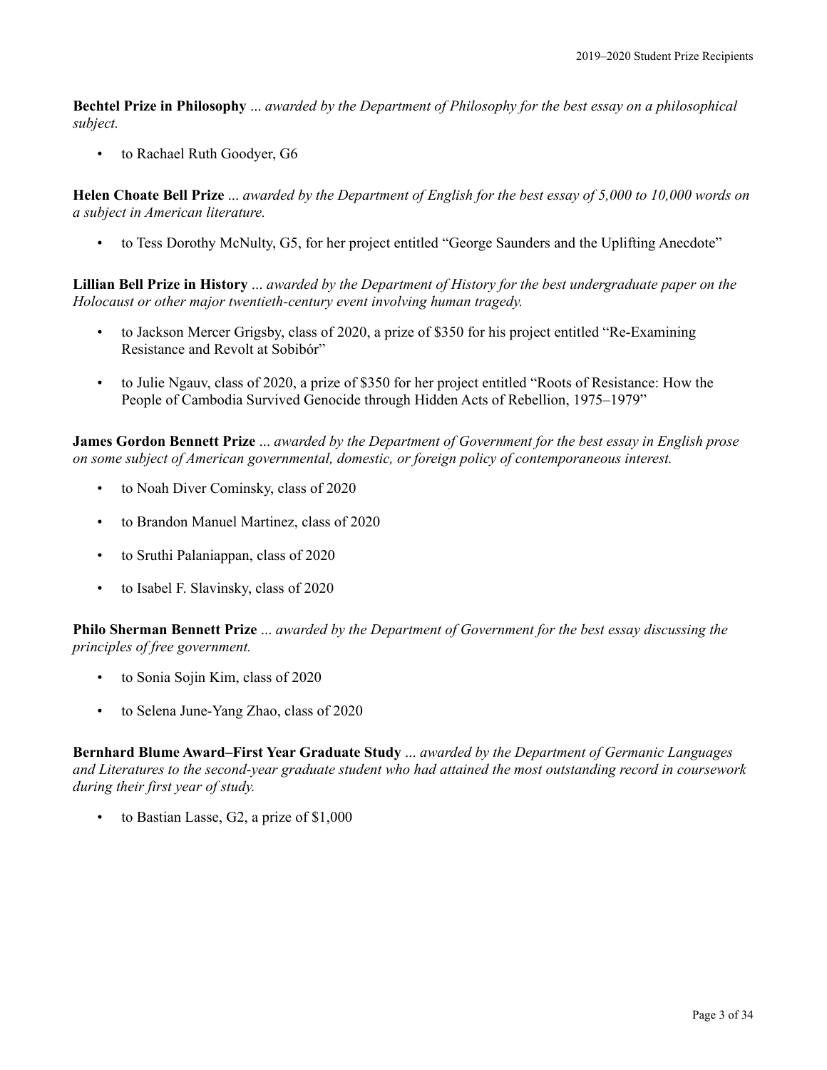**Bechtel Prize in Philosophy** ... *awarded by the Department of Philosophy for the best essay on a philosophical subject.*

- to Rachael Ruth Goodyer, G6

**Helen Choate Bell Prize** ... *awarded by the Department of English for the best essay of 5,000 to 10,000 words on a subject in American literature.*

- to Tess Dorothy McNulty, G5, for her project entitled "George Saunders and the Uplifting Anecdote"

**Lillian Bell Prize in History** ... *awarded by the Department of History for the best undergraduate paper on the Holocaust or other major twentieth-century event involving human tragedy.*

- to Jackson Mercer Grigsby, class of 2020, a prize of $350 for his project entitled "Re-Examining Resistance and Revolt at Sobibór"
- to Julie Ngauv, class of 2020, a prize of $350 for her project entitled "Roots of Resistance: How the People of Cambodia Survived Genocide through Hidden Acts of Rebellion, 1975–1979"

**James Gordon Bennett Prize** ... *awarded by the Department of Government for the best essay in English prose on some subject of American governmental, domestic, or foreign policy of contemporaneous interest.*

- to Noah Diver Cominsky, class of 2020
- to Brandon Manuel Martinez, class of 2020
- to Sruthi Palaniappan, class of 2020
- to Isabel F. Slavinsky, class of 2020

**Philo Sherman Bennett Prize** ... *awarded by the Department of Government for the best essay discussing the principles of free government.*

- to Sonia Sojin Kim, class of 2020
- to Selena June-Yang Zhao, class of 2020

**Bernhard Blume Award–First Year Graduate Study** ... *awarded by the Department of Germanic Languages and Literatures to the second-year graduate student who had attained the most outstanding record in coursework during their first year of study.*

- to Bastian Lasse, G2, a prize of $1,000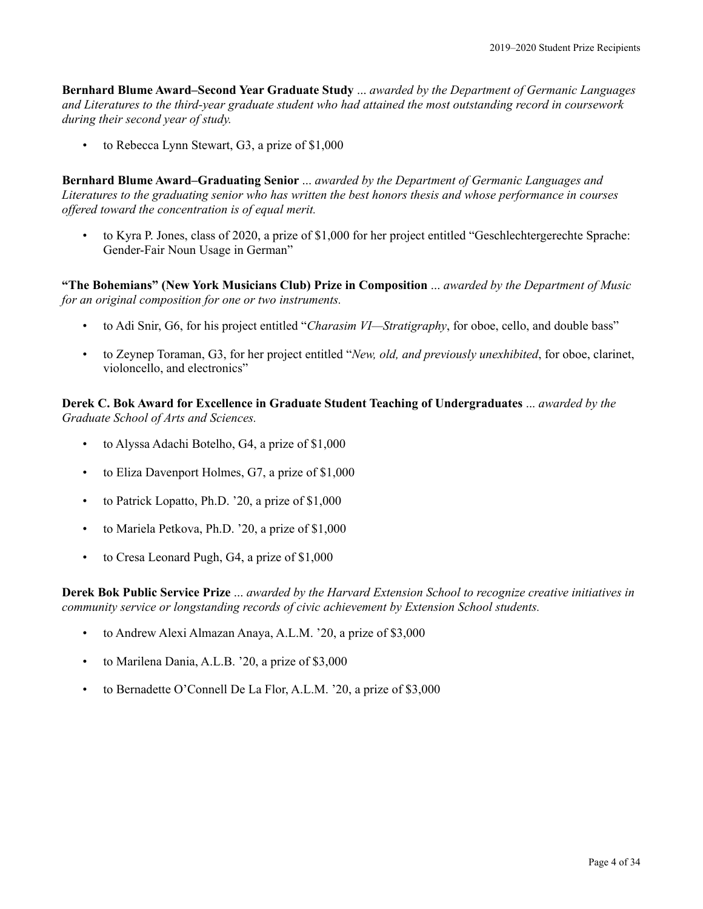**Bernhard Blume Award–Second Year Graduate Study** ... *awarded by the Department of Germanic Languages and Literatures to the third-year graduate student who had attained the most outstanding record in coursework during their second year of study.*

- to Rebecca Lynn Stewart, G3, a prize of $1,000

**Bernhard Blume Award–Graduating Senior** ... *awarded by the Department of Germanic Languages and Literatures to the graduating senior who has written the best honors thesis and whose performance in courses offered toward the concentration is of equal merit.*

- to Kyra P. Jones, class of 2020, a prize of $1,000 for her project entitled "Geschlechtergerechte Sprache: Gender-Fair Noun Usage in German"

**"The Bohemians" (New York Musicians Club) Prize in Composition** ... *awarded by the Department of Music for an original composition for one or two instruments.*

- to Adi Snir, G6, for his project entitled "*Charasim VI—Stratigraphy*, for oboe, cello, and double bass"
- to Zeynep Toraman, G3, for her project entitled "*New, old, and previously unexhibited*, for oboe, clarinet, violoncello, and electronics"

**Derek C. Bok Award for Excellence in Graduate Student Teaching of Undergraduates** ... *awarded by the Graduate School of Arts and Sciences.*

- to Alyssa Adachi Botelho, G4, a prize of $1,000
- to Eliza Davenport Holmes, G7, a prize of $1,000
- to Patrick Lopatto, Ph.D. '20, a prize of $1,000
- to Mariela Petkova, Ph.D. '20, a prize of $1,000
- to Cresa Leonard Pugh, G4, a prize of $1,000

**Derek Bok Public Service Prize** ... *awarded by the Harvard Extension School to recognize creative initiatives in community service or longstanding records of civic achievement by Extension School students.*

- to Andrew Alexi Almazan Anaya, A.L.M. '20, a prize of $3,000
- to Marilena Dania, A.L.B. '20, a prize of $3,000
- to Bernadette O'Connell De La Flor, A.L.M. '20, a prize of $3,000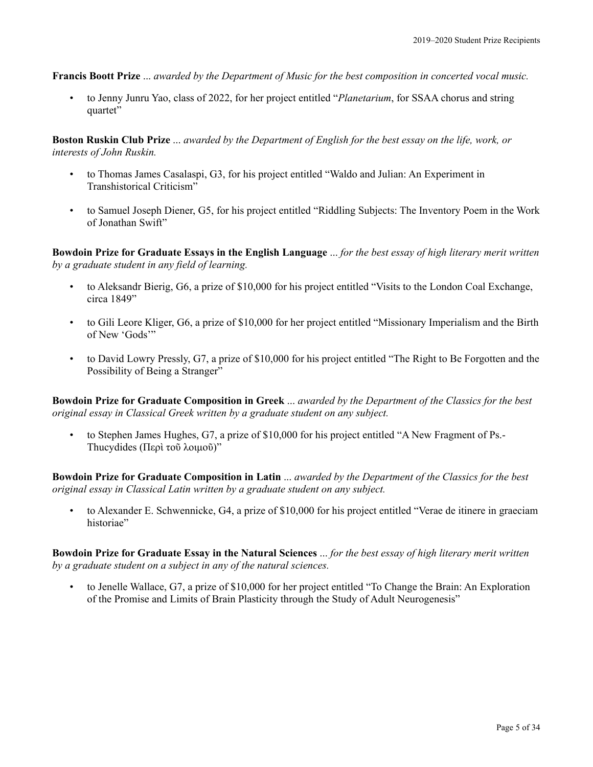**Francis Boott Prize** ... *awarded by the Department of Music for the best composition in concerted vocal music.*

- to Jenny Junru Yao, class of 2022, for her project entitled "*Planetarium*, for SSAA chorus and string quartet"

**Boston Ruskin Club Prize** ... *awarded by the Department of English for the best essay on the life, work, or interests of John Ruskin.*

- to Thomas James Casalaspi, G3, for his project entitled "Waldo and Julian: An Experiment in Transhistorical Criticism"
- to Samuel Joseph Diener, G5, for his project entitled "Riddling Subjects: The Inventory Poem in the Work of Jonathan Swift"

**Bowdoin Prize for Graduate Essays in the English Language** ... *for the best essay of high literary merit written by a graduate student in any field of learning.*

- to Aleksandr Bierig, G6, a prize of $10,000 for his project entitled "Visits to the London Coal Exchange, circa 1849"
- to Gili Leore Kliger, G6, a prize of $10,000 for her project entitled "Missionary Imperialism and the Birth of New 'Gods'"
- to David Lowry Pressly, G7, a prize of $10,000 for his project entitled "The Right to Be Forgotten and the Possibility of Being a Stranger"

**Bowdoin Prize for Graduate Composition in Greek** ... *awarded by the Department of the Classics for the best original essay in Classical Greek written by a graduate student on any subject.*

- to Stephen James Hughes, G7, a prize of $10,000 for his project entitled "A New Fragment of Ps.-Thucydides (Περὶ τοῦ λοιμοῦ)"

**Bowdoin Prize for Graduate Composition in Latin** ... *awarded by the Department of the Classics for the best original essay in Classical Latin written by a graduate student on any subject.*

- to Alexander E. Schwennicke, G4, a prize of $10,000 for his project entitled "Verae de itinere in graeciam historiae"

**Bowdoin Prize for Graduate Essay in the Natural Sciences** ... *for the best essay of high literary merit written by a graduate student on a subject in any of the natural sciences.*

- to Jenelle Wallace, G7, a prize of $10,000 for her project entitled "To Change the Brain: An Exploration of the Promise and Limits of Brain Plasticity through the Study of Adult Neurogenesis"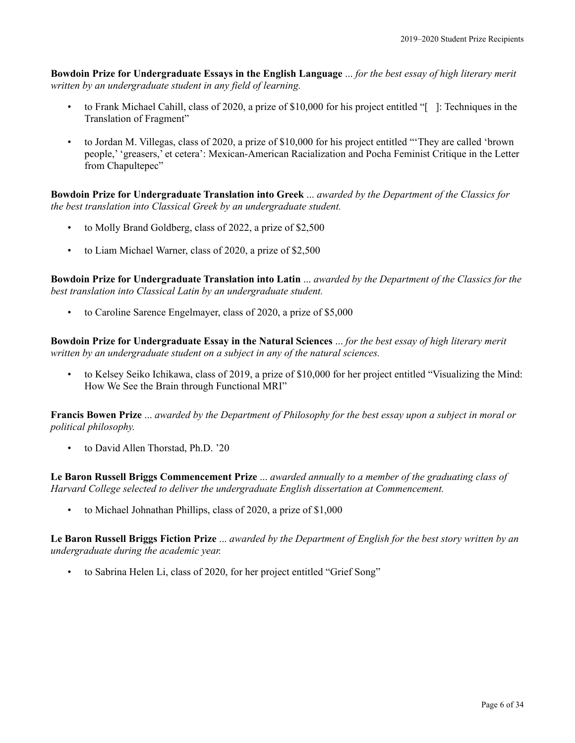**Bowdoin Prize for Undergraduate Essays in the English Language** ... *for the best essay of high literary merit written by an undergraduate student in any field of learning.*

- to Frank Michael Cahill, class of 2020, a prize of $10,000 for his project entitled "[ ]: Techniques in the Translation of Fragment"
- to Jordan M. Villegas, class of 2020, a prize of $10,000 for his project entitled "'They are called 'brown people,' 'greasers,' et cetera': Mexican-American Racialization and Pocha Feminist Critique in the Letter from Chapultepec"

**Bowdoin Prize for Undergraduate Translation into Greek** ... *awarded by the Department of the Classics for the best translation into Classical Greek by an undergraduate student.*

- to Molly Brand Goldberg, class of 2022, a prize of $2,500
- to Liam Michael Warner, class of 2020, a prize of $2,500

**Bowdoin Prize for Undergraduate Translation into Latin** ... *awarded by the Department of the Classics for the best translation into Classical Latin by an undergraduate student.*

- to Caroline Sarence Engelmayer, class of 2020, a prize of $5,000

**Bowdoin Prize for Undergraduate Essay in the Natural Sciences** ... *for the best essay of high literary merit written by an undergraduate student on a subject in any of the natural sciences.*

- to Kelsey Seiko Ichikawa, class of 2019, a prize of $10,000 for her project entitled "Visualizing the Mind: How We See the Brain through Functional MRI"

**Francis Bowen Prize** ... *awarded by the Department of Philosophy for the best essay upon a subject in moral or political philosophy.*

- to David Allen Thorstad, Ph.D. '20

**Le Baron Russell Briggs Commencement Prize** ... *awarded annually to a member of the graduating class of Harvard College selected to deliver the undergraduate English dissertation at Commencement.*

- to Michael Johnathan Phillips, class of 2020, a prize of $1,000

**Le Baron Russell Briggs Fiction Prize** ... *awarded by the Department of English for the best story written by an undergraduate during the academic year.*

- to Sabrina Helen Li, class of 2020, for her project entitled "Grief Song"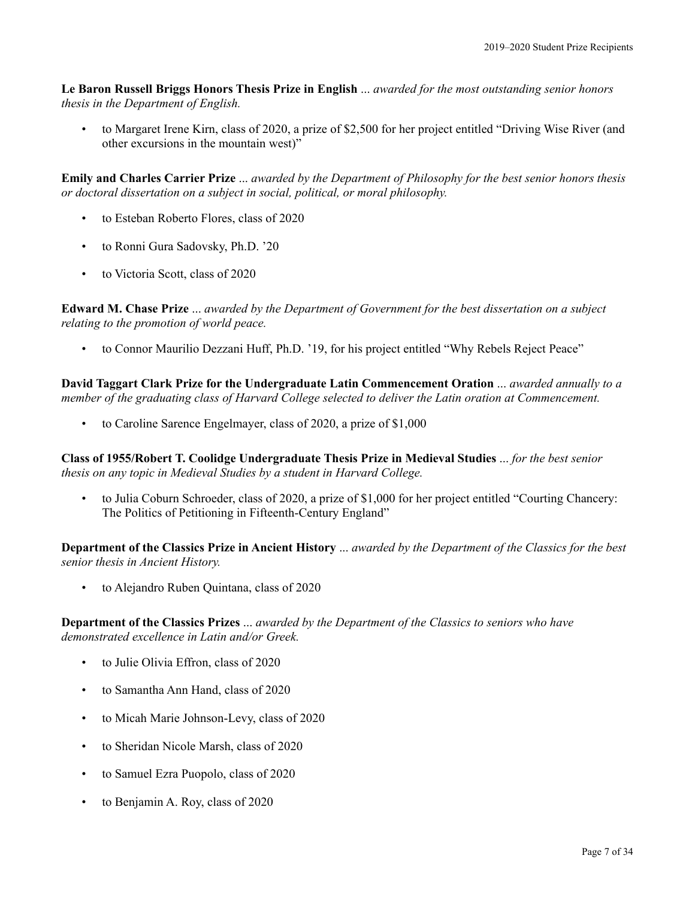**Le Baron Russell Briggs Honors Thesis Prize in English** ... *awarded for the most outstanding senior honors thesis in the Department of English.*

- to Margaret Irene Kirn, class of 2020, a prize of $2,500 for her project entitled "Driving Wise River (and other excursions in the mountain west)"

**Emily and Charles Carrier Prize** ... *awarded by the Department of Philosophy for the best senior honors thesis or doctoral dissertation on a subject in social, political, or moral philosophy.*

- to Esteban Roberto Flores, class of 2020
- to Ronni Gura Sadovsky, Ph.D. '20
- to Victoria Scott, class of 2020

**Edward M. Chase Prize** ... *awarded by the Department of Government for the best dissertation on a subject relating to the promotion of world peace.*

- to Connor Maurilio Dezzani Huff, Ph.D. '19, for his project entitled "Why Rebels Reject Peace"

**David Taggart Clark Prize for the Undergraduate Latin Commencement Oration** ... *awarded annually to a member of the graduating class of Harvard College selected to deliver the Latin oration at Commencement.*

- to Caroline Sarence Engelmayer, class of 2020, a prize of $1,000

**Class of 1955/Robert T. Coolidge Undergraduate Thesis Prize in Medieval Studies** ... *for the best senior thesis on any topic in Medieval Studies by a student in Harvard College.*

- to Julia Coburn Schroeder, class of 2020, a prize of $1,000 for her project entitled "Courting Chancery: The Politics of Petitioning in Fifteenth-Century England"

**Department of the Classics Prize in Ancient History** ... *awarded by the Department of the Classics for the best senior thesis in Ancient History.*

- to Alejandro Ruben Quintana, class of 2020

**Department of the Classics Prizes** ... *awarded by the Department of the Classics to seniors who have demonstrated excellence in Latin and/or Greek.*

- to Julie Olivia Effron, class of 2020
- to Samantha Ann Hand, class of 2020
- to Micah Marie Johnson-Levy, class of 2020
- to Sheridan Nicole Marsh, class of 2020
- to Samuel Ezra Puopolo, class of 2020
- to Benjamin A. Roy, class of 2020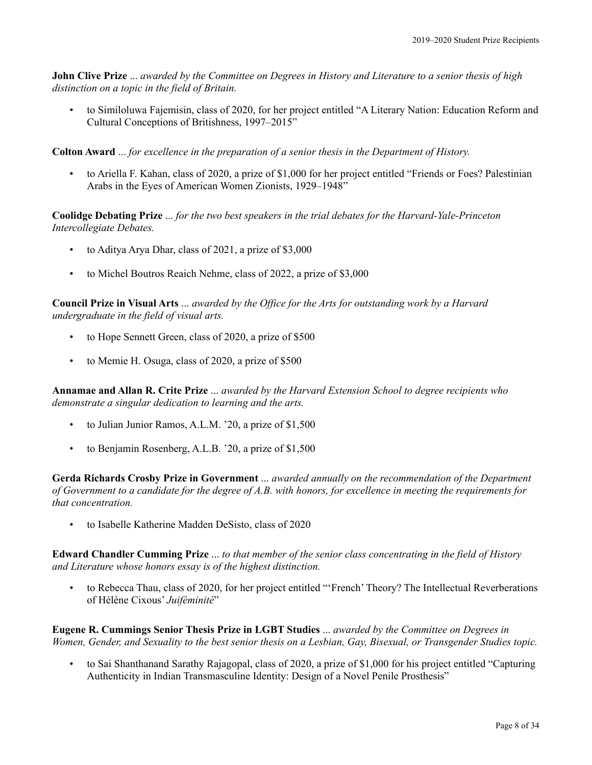**John Clive Prize** ... *awarded by the Committee on Degrees in History and Literature to a senior thesis of high distinction on a topic in the field of Britain.*

- to Similoluwa Fajemisin, class of 2020, for her project entitled "A Literary Nation: Education Reform and Cultural Conceptions of Britishness, 1997–2015"

**Colton Award** ... *for excellence in the preparation of a senior thesis in the Department of History.*

- to Ariella F. Kahan, class of 2020, a prize of $1,000 for her project entitled "Friends or Foes? Palestinian Arabs in the Eyes of American Women Zionists, 1929–1948"

**Coolidge Debating Prize** ... *for the two best speakers in the trial debates for the Harvard-Yale-Princeton Intercollegiate Debates.*

- to Aditya Arya Dhar, class of 2021, a prize of $3,000
- to Michel Boutros Reaich Nehme, class of 2022, a prize of $3,000

**Council Prize in Visual Arts** ... *awarded by the Office for the Arts for outstanding work by a Harvard undergraduate in the field of visual arts.*

- to Hope Sennett Green, class of 2020, a prize of $500
- to Memie H. Osuga, class of 2020, a prize of $500

**Annamae and Allan R. Crite Prize** ... *awarded by the Harvard Extension School to degree recipients who demonstrate a singular dedication to learning and the arts.*

- to Julian Junior Ramos, A.L.M. '20, a prize of $1,500
- to Benjamin Rosenberg, A.L.B. '20, a prize of $1,500

**Gerda Richards Crosby Prize in Government** ... *awarded annually on the recommendation of the Department of Government to a candidate for the degree of A.B. with honors, for excellence in meeting the requirements for that concentration.*

- to Isabelle Katherine Madden DeSisto, class of 2020

**Edward Chandler Cumming Prize** ... *to that member of the senior class concentrating in the field of History and Literature whose honors essay is of the highest distinction.*

- to Rebecca Thau, class of 2020, for her project entitled "'French' Theory? The Intellectual Reverberations of Hélène Cixous' *Juiféminité*"

**Eugene R. Cummings Senior Thesis Prize in LGBT Studies** ... *awarded by the Committee on Degrees in Women, Gender, and Sexuality to the best senior thesis on a Lesbian, Gay, Bisexual, or Transgender Studies topic.*

- to Sai Shanthanand Sarathy Rajagopal, class of 2020, a prize of $1,000 for his project entitled "Capturing Authenticity in Indian Transmasculine Identity: Design of a Novel Penile Prosthesis"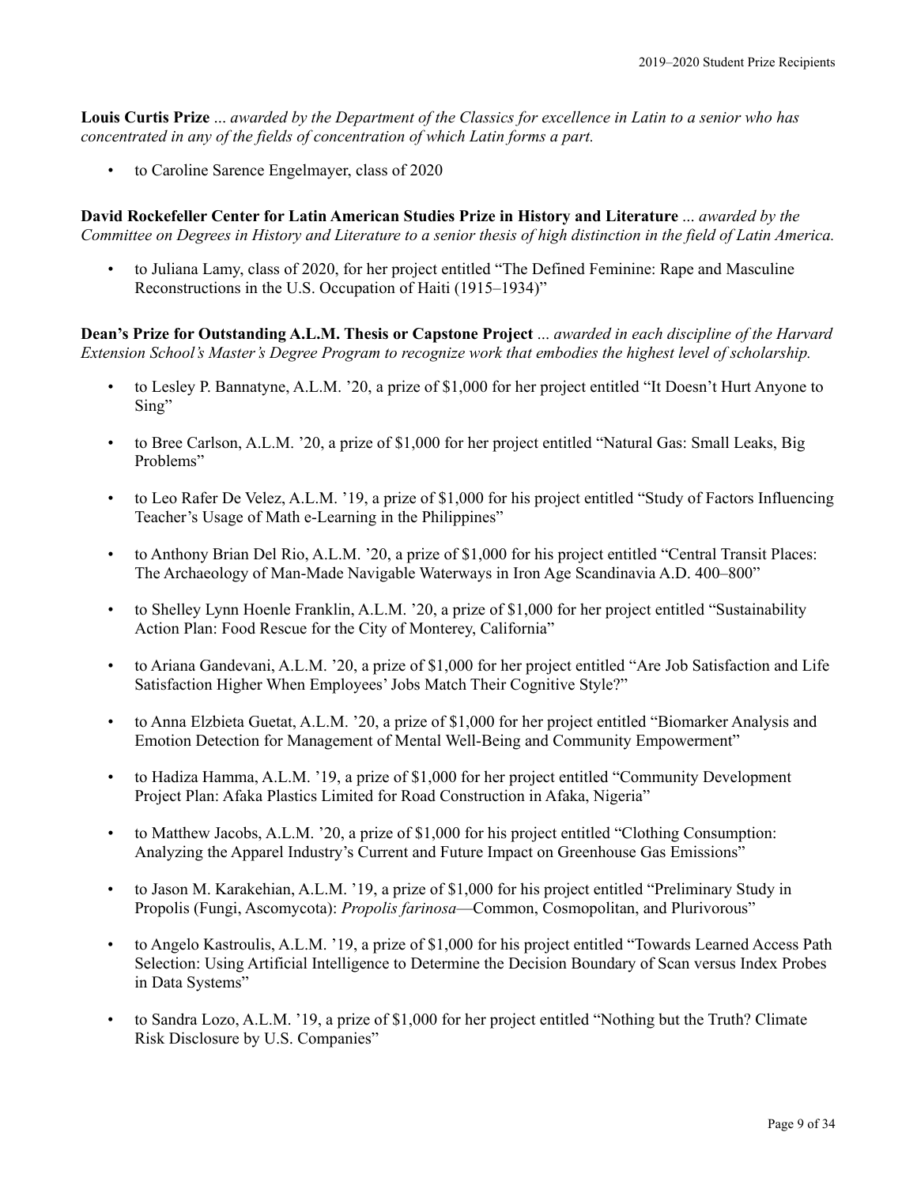**Louis Curtis Prize** ... *awarded by the Department of the Classics for excellence in Latin to a senior who has concentrated in any of the fields of concentration of which Latin forms a part.*

- to Caroline Sarence Engelmayer, class of 2020

**David Rockefeller Center for Latin American Studies Prize in History and Literature** ... *awarded by the Committee on Degrees in History and Literature to a senior thesis of high distinction in the field of Latin America.*

- to Juliana Lamy, class of 2020, for her project entitled "The Defined Feminine: Rape and Masculine Reconstructions in the U.S. Occupation of Haiti (1915–1934)"

**Dean's Prize for Outstanding A.L.M. Thesis or Capstone Project** ... *awarded in each discipline of the Harvard Extension School's Master's Degree Program to recognize work that embodies the highest level of scholarship.*

- to Lesley P. Bannatyne, A.L.M. '20, a prize of $1,000 for her project entitled "It Doesn't Hurt Anyone to Sing"
- to Bree Carlson, A.L.M. '20, a prize of $1,000 for her project entitled "Natural Gas: Small Leaks, Big Problems"
- to Leo Rafer De Velez, A.L.M. '19, a prize of $1,000 for his project entitled "Study of Factors Influencing Teacher's Usage of Math e-Learning in the Philippines"
- to Anthony Brian Del Rio, A.L.M. '20, a prize of $1,000 for his project entitled "Central Transit Places: The Archaeology of Man-Made Navigable Waterways in Iron Age Scandinavia A.D. 400–800"
- to Shelley Lynn Hoenle Franklin, A.L.M. '20, a prize of $1,000 for her project entitled "Sustainability Action Plan: Food Rescue for the City of Monterey, California"
- to Ariana Gandevani, A.L.M. '20, a prize of $1,000 for her project entitled "Are Job Satisfaction and Life Satisfaction Higher When Employees' Jobs Match Their Cognitive Style?"
- to Anna Elzbieta Guetat, A.L.M. '20, a prize of $1,000 for her project entitled "Biomarker Analysis and Emotion Detection for Management of Mental Well-Being and Community Empowerment"
- to Hadiza Hamma, A.L.M. '19, a prize of $1,000 for her project entitled "Community Development Project Plan: Afaka Plastics Limited for Road Construction in Afaka, Nigeria"
- to Matthew Jacobs, A.L.M. '20, a prize of $1,000 for his project entitled "Clothing Consumption: Analyzing the Apparel Industry's Current and Future Impact on Greenhouse Gas Emissions"
- to Jason M. Karakehian, A.L.M. '19, a prize of $1,000 for his project entitled "Preliminary Study in Propolis (Fungi, Ascomycota): *Propolis farinosa*—Common, Cosmopolitan, and Plurivorous"
- to Angelo Kastroulis, A.L.M. '19, a prize of $1,000 for his project entitled "Towards Learned Access Path Selection: Using Artificial Intelligence to Determine the Decision Boundary of Scan versus Index Probes in Data Systems"
- to Sandra Lozo, A.L.M. '19, a prize of $1,000 for her project entitled "Nothing but the Truth? Climate Risk Disclosure by U.S. Companies"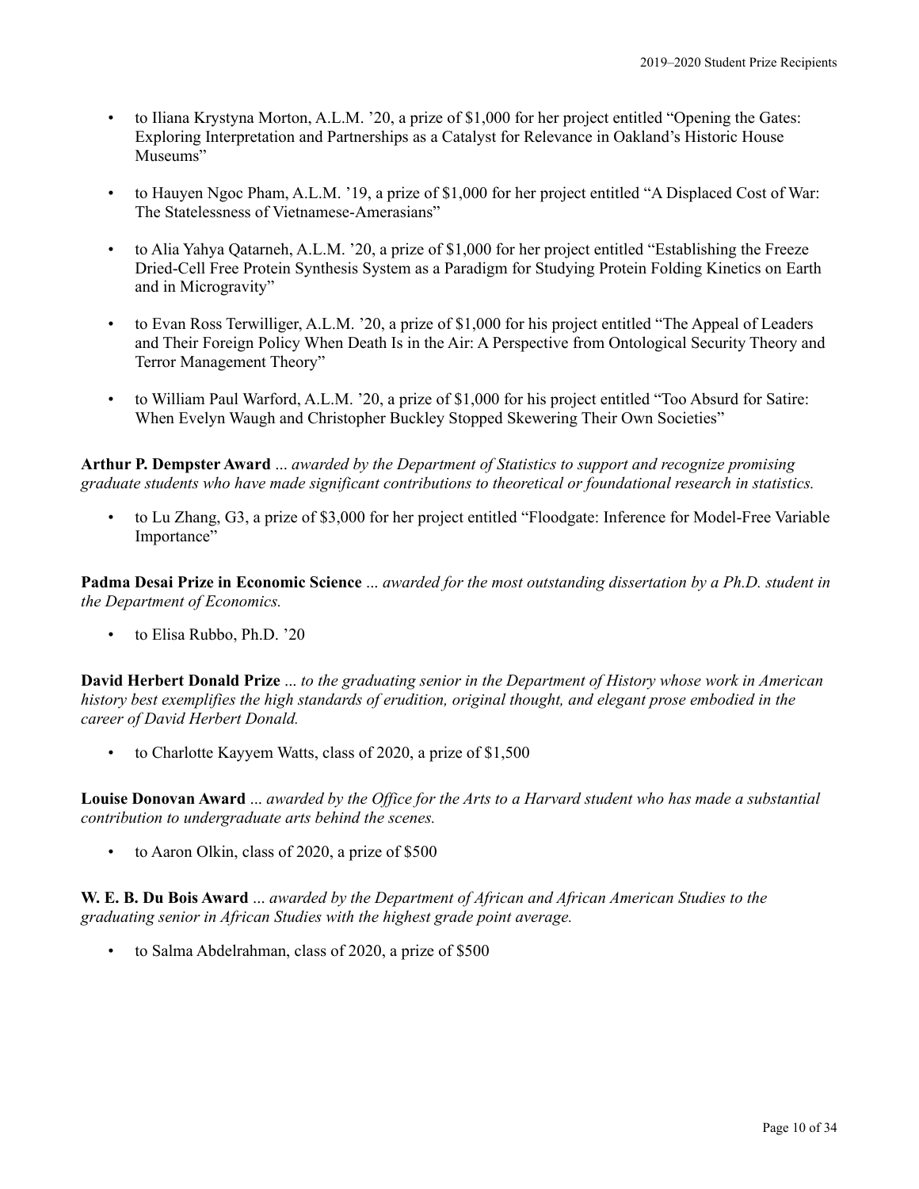- to Iliana Krystyna Morton, A.L.M. ’20, a prize of $1,000 for her project entitled “Opening the Gates: Exploring Interpretation and Partnerships as a Catalyst for Relevance in Oakland’s Historic House Museums”
- to Hauyen Ngoc Pham, A.L.M. ’19, a prize of $1,000 for her project entitled “A Displaced Cost of War: The Statelessness of Vietnamese-Amerasians”
- to Alia Yahya Qatarneh, A.L.M. ’20, a prize of $1,000 for her project entitled “Establishing the Freeze Dried-Cell Free Protein Synthesis System as a Paradigm for Studying Protein Folding Kinetics on Earth and in Microgravity”
- to Evan Ross Terwilliger, A.L.M. ’20, a prize of $1,000 for his project entitled “The Appeal of Leaders and Their Foreign Policy When Death Is in the Air: A Perspective from Ontological Security Theory and Terror Management Theory”
- to William Paul Warford, A.L.M. ’20, a prize of $1,000 for his project entitled “Too Absurd for Satire: When Evelyn Waugh and Christopher Buckley Stopped Skewering Their Own Societies”

**Arthur P. Dempster Award** *... awarded by the Department of Statistics to support and recognize promising graduate students who have made significant contributions to theoretical or foundational research in statistics.*

- to Lu Zhang, G3, a prize of $3,000 for her project entitled “Floodgate: Inference for Model-Free Variable Importance”

**Padma Desai Prize in Economic Science** *... awarded for the most outstanding dissertation by a Ph.D. student in the Department of Economics.*

- to Elisa Rubbo, Ph.D. ’20

**David Herbert Donald Prize** *... to the graduating senior in the Department of History whose work in American history best exemplifies the high standards of erudition, original thought, and elegant prose embodied in the career of David Herbert Donald.*

- to Charlotte Kayyem Watts, class of 2020, a prize of $1,500

**Louise Donovan Award** *... awarded by the Office for the Arts to a Harvard student who has made a substantial contribution to undergraduate arts behind the scenes.*

- to Aaron Olkin, class of 2020, a prize of $500

**W. E. B. Du Bois Award** *... awarded by the Department of African and African American Studies to the graduating senior in African Studies with the highest grade point average.*

- to Salma Abdelrahman, class of 2020, a prize of $500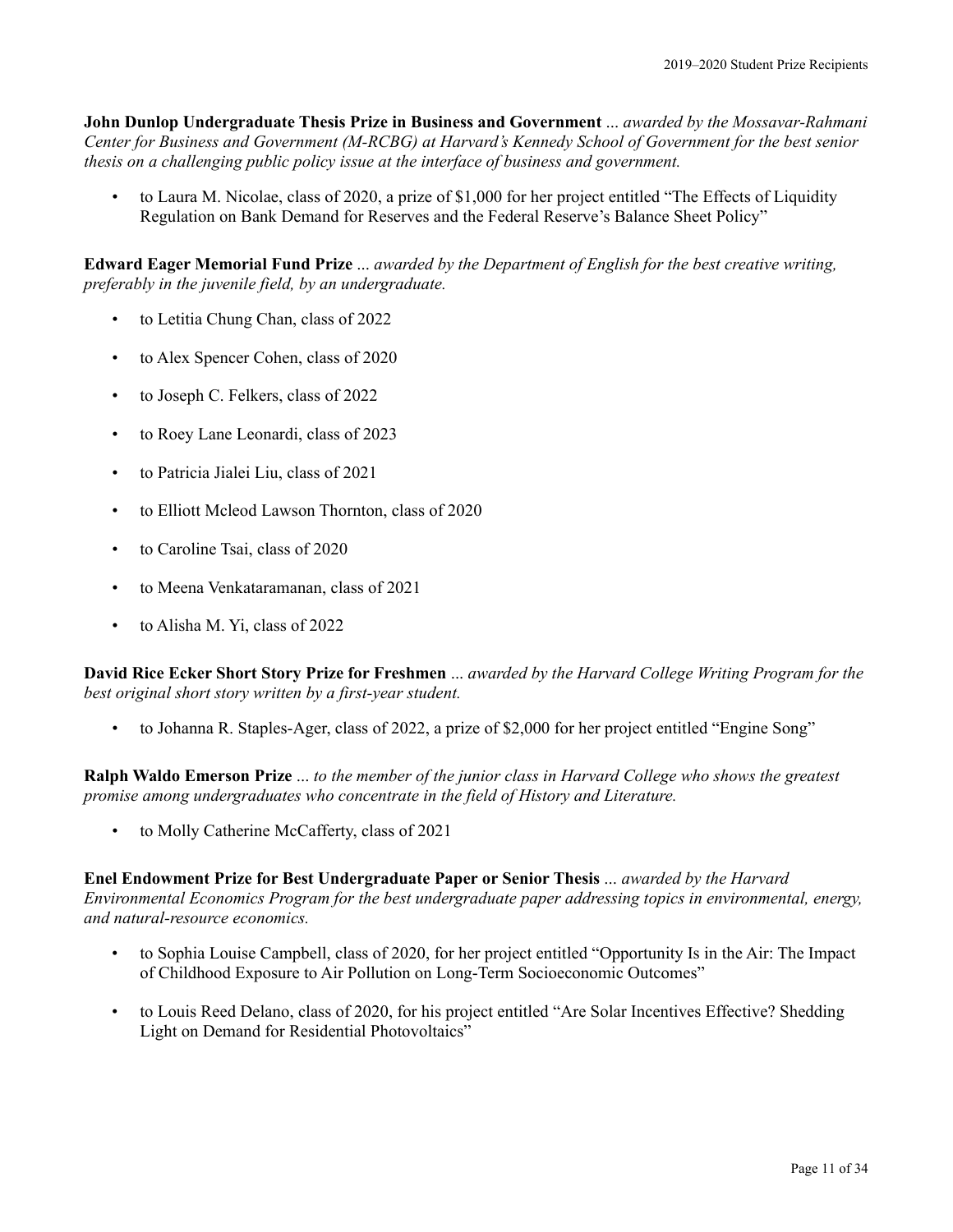**John Dunlop Undergraduate Thesis Prize in Business and Government** ... *awarded by the Mossavar-Rahmani Center for Business and Government (M-RCBG) at Harvard's Kennedy School of Government for the best senior thesis on a challenging public policy issue at the interface of business and government.*

- to Laura M. Nicolae, class of 2020, a prize of $1,000 for her project entitled "The Effects of Liquidity Regulation on Bank Demand for Reserves and the Federal Reserve's Balance Sheet Policy"

**Edward Eager Memorial Fund Prize** ... *awarded by the Department of English for the best creative writing, preferably in the juvenile field, by an undergraduate.*

- to Letitia Chung Chan, class of 2022
- to Alex Spencer Cohen, class of 2020
- to Joseph C. Felkers, class of 2022
- to Roey Lane Leonardi, class of 2023
- to Patricia Jialei Liu, class of 2021
- to Elliott Mcleod Lawson Thornton, class of 2020
- to Caroline Tsai, class of 2020
- to Meena Venkataramanan, class of 2021
- to Alisha M. Yi, class of 2022

**David Rice Ecker Short Story Prize for Freshmen** ... *awarded by the Harvard College Writing Program for the best original short story written by a first-year student.*

- to Johanna R. Staples-Ager, class of 2022, a prize of $2,000 for her project entitled "Engine Song"

**Ralph Waldo Emerson Prize** ... *to the member of the junior class in Harvard College who shows the greatest promise among undergraduates who concentrate in the field of History and Literature.*

- to Molly Catherine McCafferty, class of 2021

**Enel Endowment Prize for Best Undergraduate Paper or Senior Thesis** ... *awarded by the Harvard Environmental Economics Program for the best undergraduate paper addressing topics in environmental, energy, and natural-resource economics.*

- to Sophia Louise Campbell, class of 2020, for her project entitled "Opportunity Is in the Air: The Impact of Childhood Exposure to Air Pollution on Long-Term Socioeconomic Outcomes"
- to Louis Reed Delano, class of 2020, for his project entitled "Are Solar Incentives Effective? Shedding Light on Demand for Residential Photovoltaics"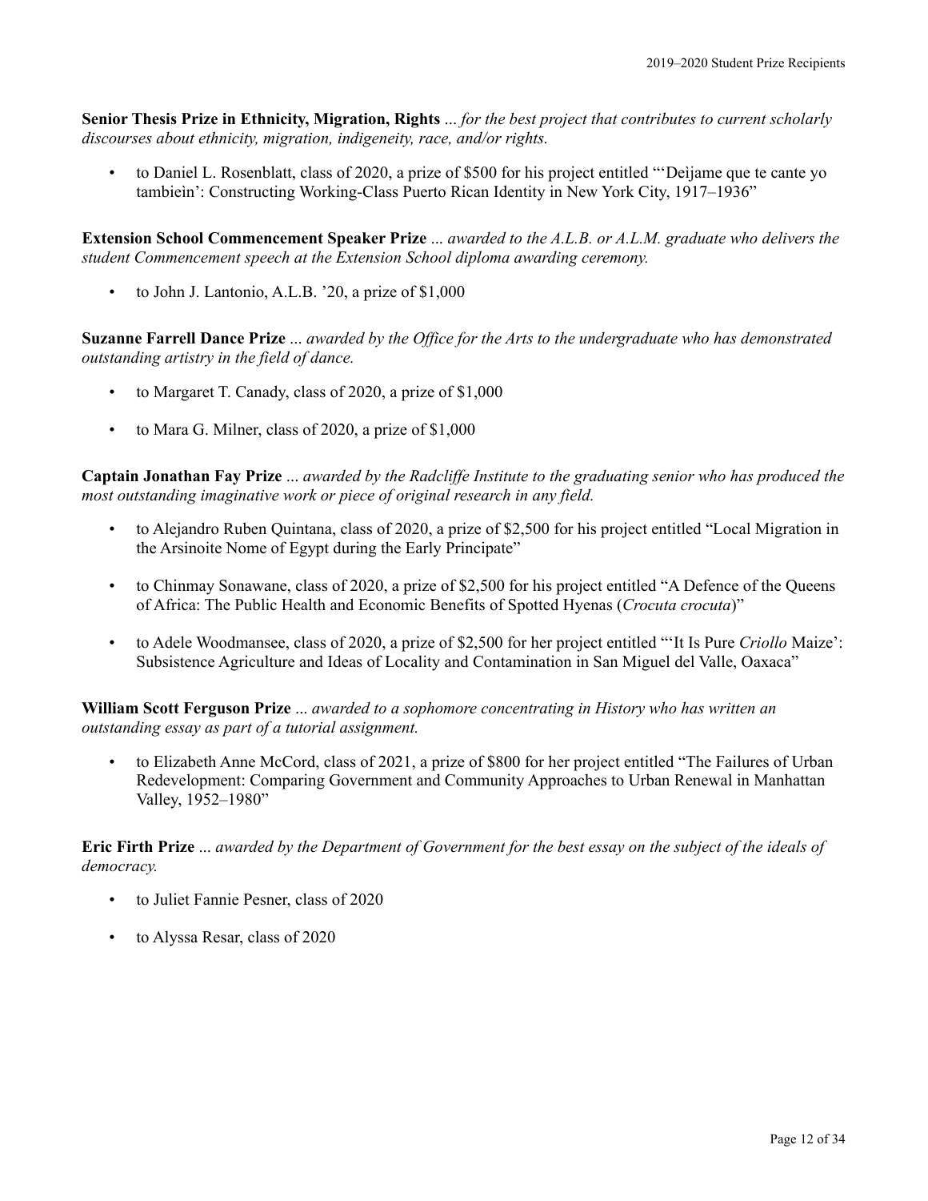**Senior Thesis Prize in Ethnicity, Migration, Rights** ... *for the best project that contributes to current scholarly discourses about ethnicity, migration, indigeneity, race, and/or rights.*

- to Daniel L. Rosenblatt, class of 2020, a prize of $500 for his project entitled "'Deìjame que te cante yo tambieìn': Constructing Working-Class Puerto Rican Identity in New York City, 1917–1936"

**Extension School Commencement Speaker Prize** ... *awarded to the A.L.B. or A.L.M. graduate who delivers the student Commencement speech at the Extension School diploma awarding ceremony.*

- to John J. Lantonio, A.L.B. '20, a prize of $1,000

**Suzanne Farrell Dance Prize** ... *awarded by the Office for the Arts to the undergraduate who has demonstrated outstanding artistry in the field of dance.*

- to Margaret T. Canady, class of 2020, a prize of $1,000
- to Mara G. Milner, class of 2020, a prize of $1,000

**Captain Jonathan Fay Prize** ... *awarded by the Radcliffe Institute to the graduating senior who has produced the most outstanding imaginative work or piece of original research in any field.*

- to Alejandro Ruben Quintana, class of 2020, a prize of $2,500 for his project entitled "Local Migration in the Arsinoite Nome of Egypt during the Early Principate"
- to Chinmay Sonawane, class of 2020, a prize of $2,500 for his project entitled "A Defence of the Queens of Africa: The Public Health and Economic Benefits of Spotted Hyenas (*Crocuta crocuta*)"
- to Adele Woodmansee, class of 2020, a prize of $2,500 for her project entitled "'It Is Pure *Criollo* Maize': Subsistence Agriculture and Ideas of Locality and Contamination in San Miguel del Valle, Oaxaca"

**William Scott Ferguson Prize** ... *awarded to a sophomore concentrating in History who has written an outstanding essay as part of a tutorial assignment.*

- to Elizabeth Anne McCord, class of 2021, a prize of $800 for her project entitled "The Failures of Urban Redevelopment: Comparing Government and Community Approaches to Urban Renewal in Manhattan Valley, 1952–1980"

**Eric Firth Prize** ... *awarded by the Department of Government for the best essay on the subject of the ideals of democracy.*

- to Juliet Fannie Pesner, class of 2020
- to Alyssa Resar, class of 2020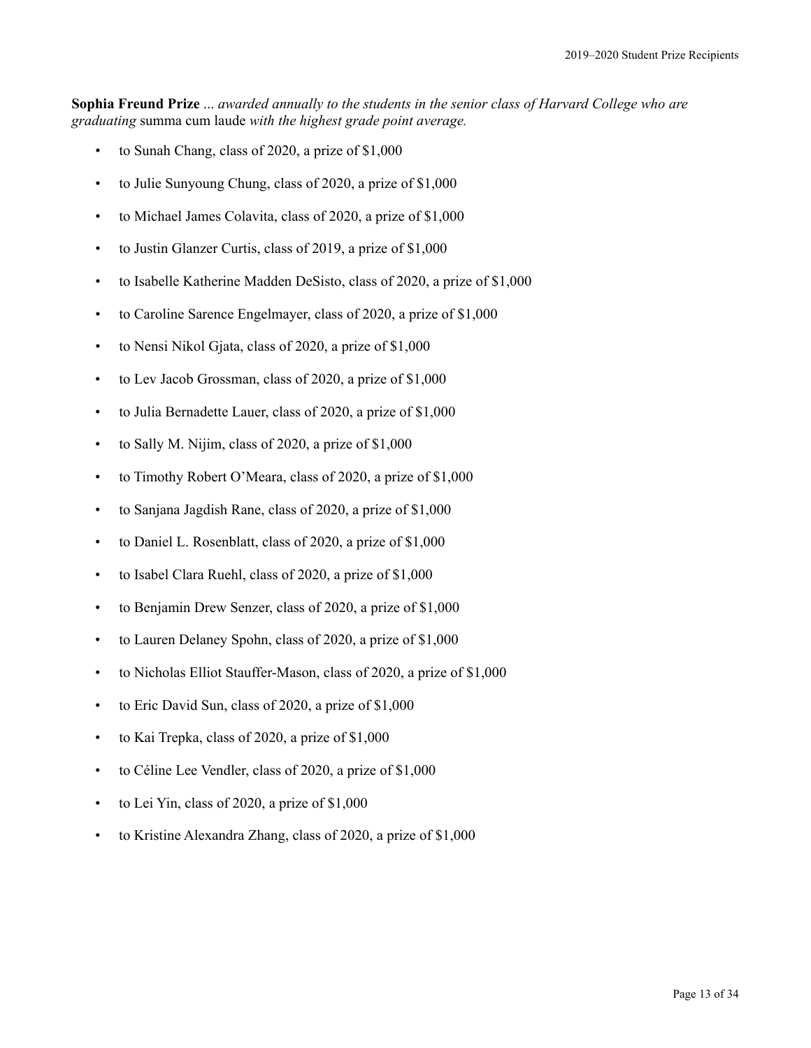**Sophia Freund Prize** ... *awarded annually to the students in the senior class of Harvard College who are graduating* summa cum laude *with the highest grade point average.*

- to Sunah Chang, class of 2020, a prize of $1,000
- to Julie Sunyoung Chung, class of 2020, a prize of $1,000
- to Michael James Colavita, class of 2020, a prize of $1,000
- to Justin Glanzer Curtis, class of 2019, a prize of $1,000
- to Isabelle Katherine Madden DeSisto, class of 2020, a prize of $1,000
- to Caroline Sarence Engelmayer, class of 2020, a prize of $1,000
- to Nensi Nikol Gjata, class of 2020, a prize of $1,000
- to Lev Jacob Grossman, class of 2020, a prize of $1,000
- to Julia Bernadette Lauer, class of 2020, a prize of $1,000
- to Sally M. Nijim, class of 2020, a prize of $1,000
- to Timothy Robert O'Meara, class of 2020, a prize of $1,000
- to Sanjana Jagdish Rane, class of 2020, a prize of $1,000
- to Daniel L. Rosenblatt, class of 2020, a prize of $1,000
- to Isabel Clara Ruehl, class of 2020, a prize of $1,000
- to Benjamin Drew Senzer, class of 2020, a prize of $1,000
- to Lauren Delaney Spohn, class of 2020, a prize of $1,000
- to Nicholas Elliot Stauffer-Mason, class of 2020, a prize of $1,000
- to Eric David Sun, class of 2020, a prize of $1,000
- to Kai Trepka, class of 2020, a prize of $1,000
- to Céline Lee Vendler, class of 2020, a prize of $1,000
- to Lei Yin, class of 2020, a prize of $1,000
- to Kristine Alexandra Zhang, class of 2020, a prize of $1,000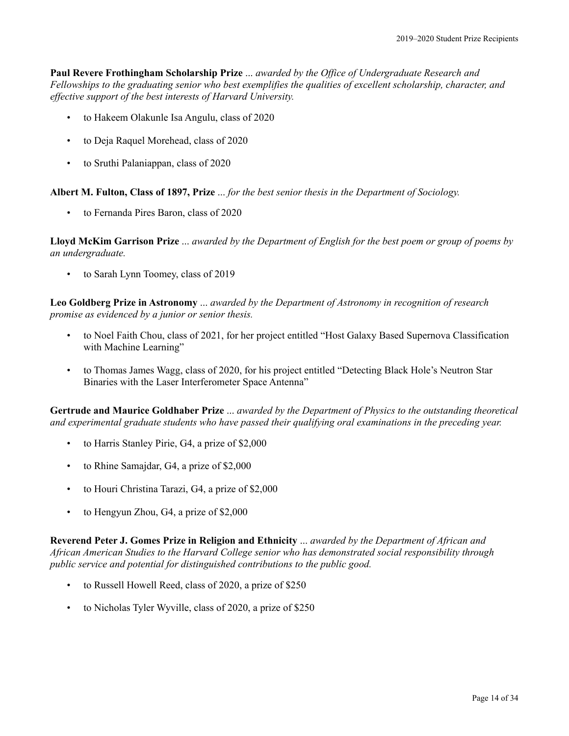**Paul Revere Frothingham Scholarship Prize** ... *awarded by the Office of Undergraduate Research and Fellowships to the graduating senior who best exemplifies the qualities of excellent scholarship, character, and effective support of the best interests of Harvard University.*

- to Hakeem Olakunle Isa Angulu, class of 2020
- to Deja Raquel Morehead, class of 2020
- to Sruthi Palaniappan, class of 2020

**Albert M. Fulton, Class of 1897, Prize** ... *for the best senior thesis in the Department of Sociology.*

- to Fernanda Pires Baron, class of 2020

**Lloyd McKim Garrison Prize** ... *awarded by the Department of English for the best poem or group of poems by an undergraduate.*

- to Sarah Lynn Toomey, class of 2019

**Leo Goldberg Prize in Astronomy** ... *awarded by the Department of Astronomy in recognition of research promise as evidenced by a junior or senior thesis.*

- to Noel Faith Chou, class of 2021, for her project entitled "Host Galaxy Based Supernova Classification with Machine Learning"
- to Thomas James Wagg, class of 2020, for his project entitled "Detecting Black Hole's Neutron Star Binaries with the Laser Interferometer Space Antenna"

**Gertrude and Maurice Goldhaber Prize** ... *awarded by the Department of Physics to the outstanding theoretical and experimental graduate students who have passed their qualifying oral examinations in the preceding year.*

- to Harris Stanley Pirie, G4, a prize of $2,000
- to Rhine Samajdar, G4, a prize of $2,000
- to Houri Christina Tarazi, G4, a prize of $2,000
- to Hengyun Zhou, G4, a prize of $2,000

**Reverend Peter J. Gomes Prize in Religion and Ethnicity** ... *awarded by the Department of African and African American Studies to the Harvard College senior who has demonstrated social responsibility through public service and potential for distinguished contributions to the public good.*

- to Russell Howell Reed, class of 2020, a prize of $250
- to Nicholas Tyler Wyville, class of 2020, a prize of $250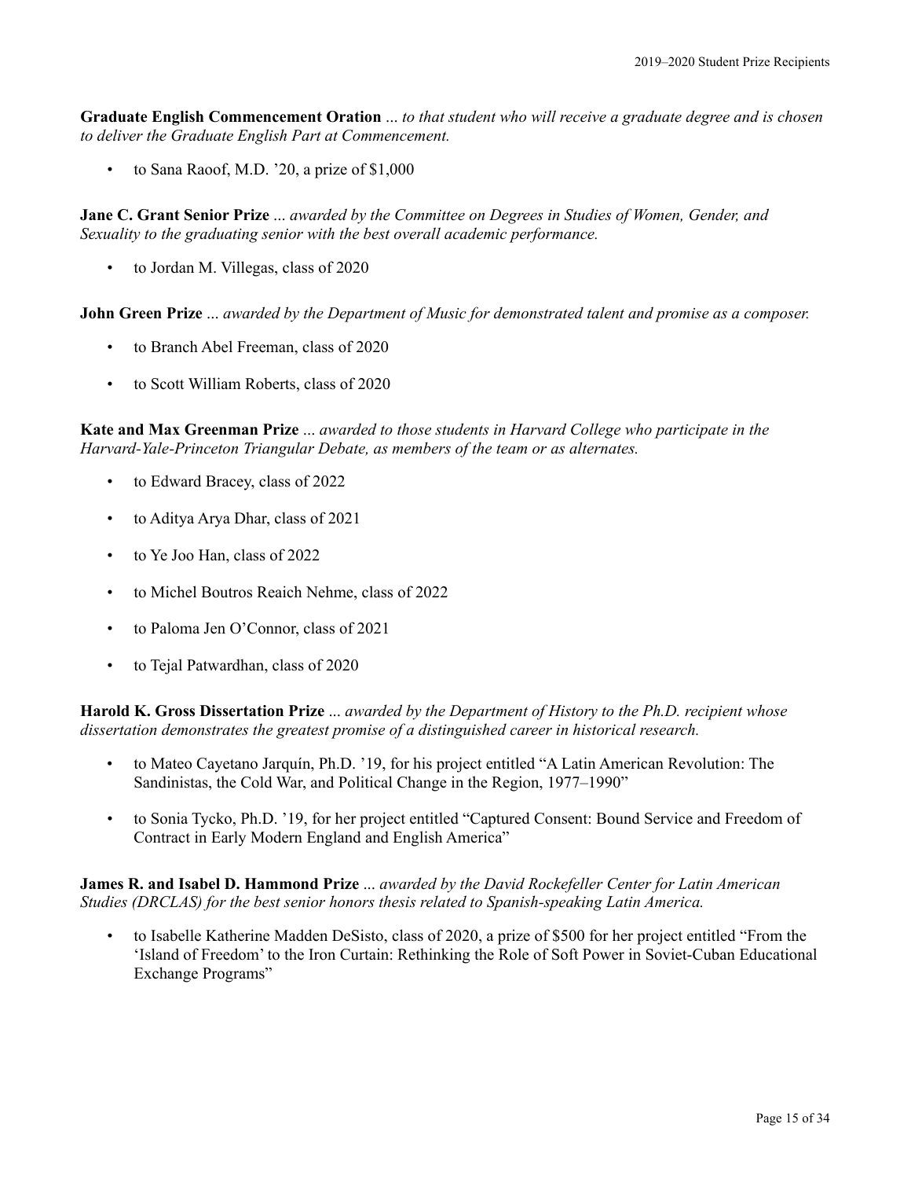**Graduate English Commencement Oration** ... *to that student who will receive a graduate degree and is chosen to deliver the Graduate English Part at Commencement.*

- to Sana Raoof, M.D. ’20, a prize of $1,000

**Jane C. Grant Senior Prize** ... *awarded by the Committee on Degrees in Studies of Women, Gender, and Sexuality to the graduating senior with the best overall academic performance.*

- to Jordan M. Villegas, class of 2020

**John Green Prize** ... *awarded by the Department of Music for demonstrated talent and promise as a composer.*

- to Branch Abel Freeman, class of 2020
- to Scott William Roberts, class of 2020

**Kate and Max Greenman Prize** ... *awarded to those students in Harvard College who participate in the Harvard-Yale-Princeton Triangular Debate, as members of the team or as alternates.*

- to Edward Bracey, class of 2022
- to Aditya Arya Dhar, class of 2021
- to Ye Joo Han, class of 2022
- to Michel Boutros Reaich Nehme, class of 2022
- to Paloma Jen O’Connor, class of 2021
- to Tejal Patwardhan, class of 2020

**Harold K. Gross Dissertation Prize** ... *awarded by the Department of History to the Ph.D. recipient whose dissertation demonstrates the greatest promise of a distinguished career in historical research.*

- to Mateo Cayetano Jarquín, Ph.D. ’19, for his project entitled “A Latin American Revolution: The Sandinistas, the Cold War, and Political Change in the Region, 1977–1990”
- to Sonia Tycko, Ph.D. ’19, for her project entitled “Captured Consent: Bound Service and Freedom of Contract in Early Modern England and English America”

**James R. and Isabel D. Hammond Prize** ... *awarded by the David Rockefeller Center for Latin American Studies (DRCLAS) for the best senior honors thesis related to Spanish-speaking Latin America.*

- to Isabelle Katherine Madden DeSisto, class of 2020, a prize of $500 for her project entitled “From the ‘Island of Freedom’ to the Iron Curtain: Rethinking the Role of Soft Power in Soviet-Cuban Educational Exchange Programs”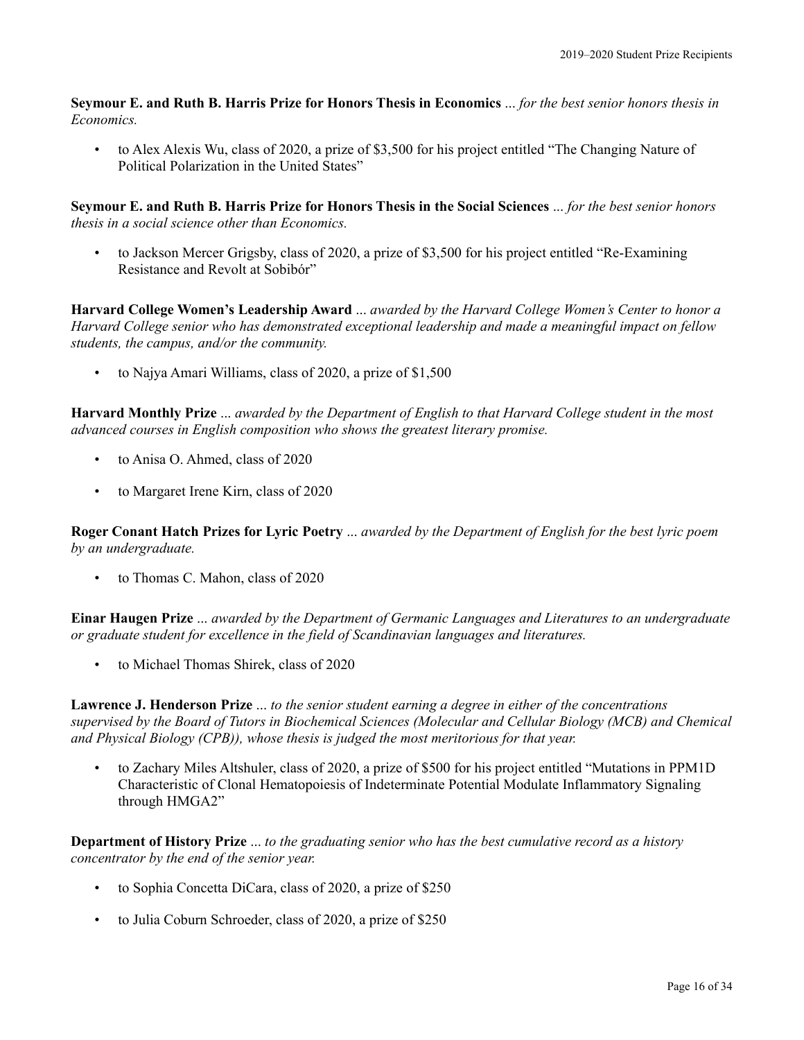**Seymour E. and Ruth B. Harris Prize for Honors Thesis in Economics** ... *for the best senior honors thesis in Economics.*

- to Alex Alexis Wu, class of 2020, a prize of $3,500 for his project entitled "The Changing Nature of Political Polarization in the United States"

**Seymour E. and Ruth B. Harris Prize for Honors Thesis in the Social Sciences** ... *for the best senior honors thesis in a social science other than Economics.*

- to Jackson Mercer Grigsby, class of 2020, a prize of $3,500 for his project entitled "Re-Examining Resistance and Revolt at Sobibór"

**Harvard College Women's Leadership Award** ... *awarded by the Harvard College Women's Center to honor a Harvard College senior who has demonstrated exceptional leadership and made a meaningful impact on fellow students, the campus, and/or the community.*

- to Najya Amari Williams, class of 2020, a prize of $1,500

**Harvard Monthly Prize** ... *awarded by the Department of English to that Harvard College student in the most advanced courses in English composition who shows the greatest literary promise.*

- to Anisa O. Ahmed, class of 2020
- to Margaret Irene Kirn, class of 2020

**Roger Conant Hatch Prizes for Lyric Poetry** ... *awarded by the Department of English for the best lyric poem by an undergraduate.*

- to Thomas C. Mahon, class of 2020

**Einar Haugen Prize** ... *awarded by the Department of Germanic Languages and Literatures to an undergraduate or graduate student for excellence in the field of Scandinavian languages and literatures.*

- to Michael Thomas Shirek, class of 2020

**Lawrence J. Henderson Prize** ... *to the senior student earning a degree in either of the concentrations supervised by the Board of Tutors in Biochemical Sciences (Molecular and Cellular Biology (MCB) and Chemical and Physical Biology (CPB)), whose thesis is judged the most meritorious for that year.*

- to Zachary Miles Altshuler, class of 2020, a prize of $500 for his project entitled "Mutations in PPM1D Characteristic of Clonal Hematopoiesis of Indeterminate Potential Modulate Inflammatory Signaling through HMGA2"

**Department of History Prize** ... *to the graduating senior who has the best cumulative record as a history concentrator by the end of the senior year.*

- to Sophia Concetta DiCara, class of 2020, a prize of $250
- to Julia Coburn Schroeder, class of 2020, a prize of $250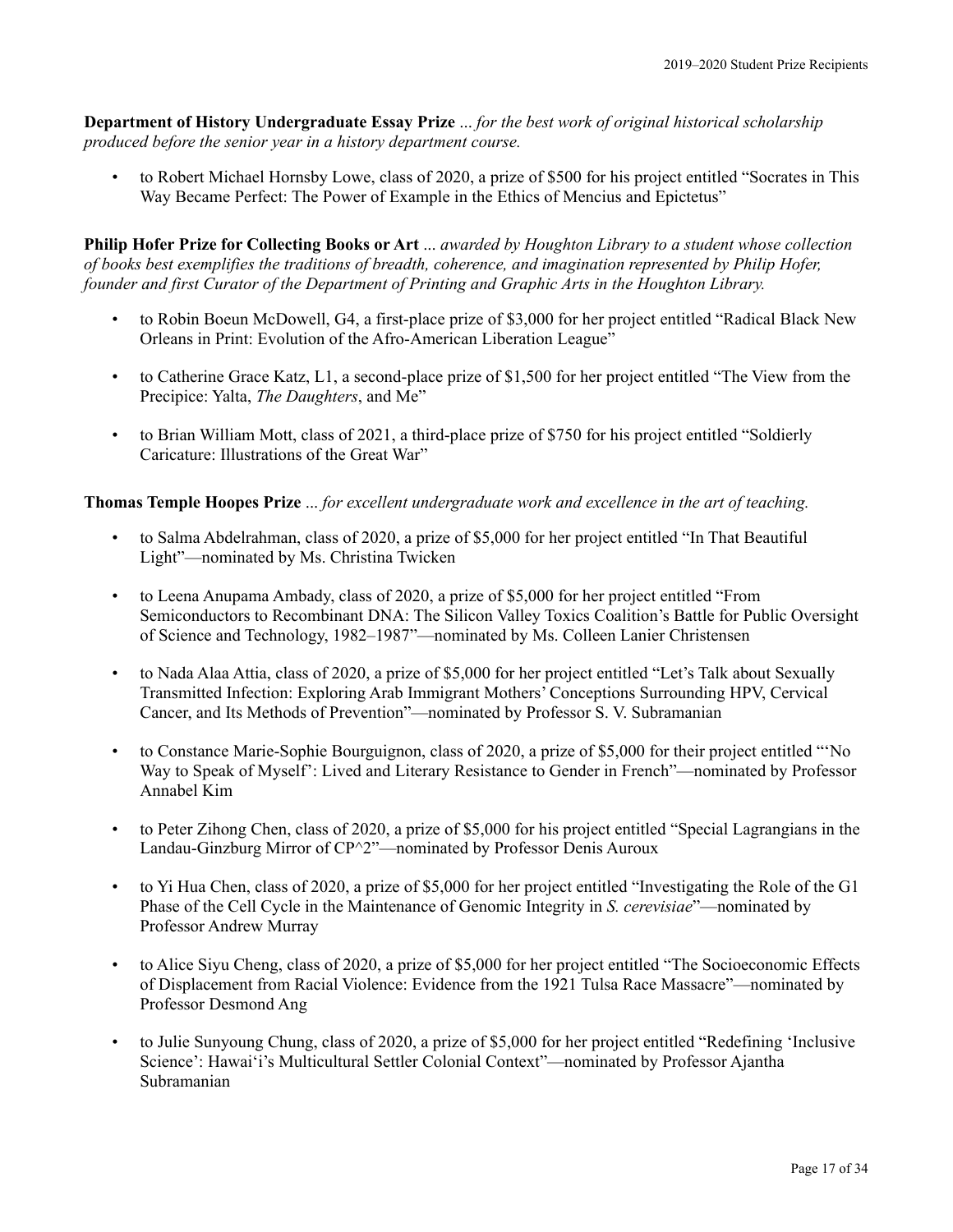**Department of History Undergraduate Essay Prize** *... for the best work of original historical scholarship produced before the senior year in a history department course.*

- to Robert Michael Hornsby Lowe, class of 2020, a prize of $500 for his project entitled "Socrates in This Way Became Perfect: The Power of Example in the Ethics of Mencius and Epictetus"

**Philip Hofer Prize for Collecting Books or Art** *... awarded by Houghton Library to a student whose collection of books best exemplifies the traditions of breadth, coherence, and imagination represented by Philip Hofer, founder and first Curator of the Department of Printing and Graphic Arts in the Houghton Library.*

- to Robin Boeun McDowell, G4, a first-place prize of $3,000 for her project entitled "Radical Black New Orleans in Print: Evolution of the Afro-American Liberation League"
- to Catherine Grace Katz, L1, a second-place prize of $1,500 for her project entitled "The View from the Precipice: Yalta, *The Daughters*, and Me"
- to Brian William Mott, class of 2021, a third-place prize of $750 for his project entitled "Soldierly Caricature: Illustrations of the Great War"

**Thomas Temple Hoopes Prize** *... for excellent undergraduate work and excellence in the art of teaching.*

- to Salma Abdelrahman, class of 2020, a prize of $5,000 for her project entitled "In That Beautiful Light"—nominated by Ms. Christina Twicken
- to Leena Anupama Ambady, class of 2020, a prize of $5,000 for her project entitled "From Semiconductors to Recombinant DNA: The Silicon Valley Toxics Coalition's Battle for Public Oversight of Science and Technology, 1982–1987"—nominated by Ms. Colleen Lanier Christensen
- to Nada Alaa Attia, class of 2020, a prize of $5,000 for her project entitled "Let's Talk about Sexually Transmitted Infection: Exploring Arab Immigrant Mothers' Conceptions Surrounding HPV, Cervical Cancer, and Its Methods of Prevention"—nominated by Professor S. V. Subramanian
- to Constance Marie-Sophie Bourguignon, class of 2020, a prize of $5,000 for their project entitled "'No Way to Speak of Myself': Lived and Literary Resistance to Gender in French"—nominated by Professor Annabel Kim
- to Peter Zihong Chen, class of 2020, a prize of $5,000 for his project entitled "Special Lagrangians in the Landau-Ginzburg Mirror of CP^2"—nominated by Professor Denis Auroux
- to Yi Hua Chen, class of 2020, a prize of $5,000 for her project entitled "Investigating the Role of the G1 Phase of the Cell Cycle in the Maintenance of Genomic Integrity in *S. cerevisiae*"—nominated by Professor Andrew Murray
- to Alice Siyu Cheng, class of 2020, a prize of $5,000 for her project entitled "The Socioeconomic Effects of Displacement from Racial Violence: Evidence from the 1921 Tulsa Race Massacre"—nominated by Professor Desmond Ang
- to Julie Sunyoung Chung, class of 2020, a prize of $5,000 for her project entitled "Redefining 'Inclusive Science': Hawai'i's Multicultural Settler Colonial Context"—nominated by Professor Ajantha Subramanian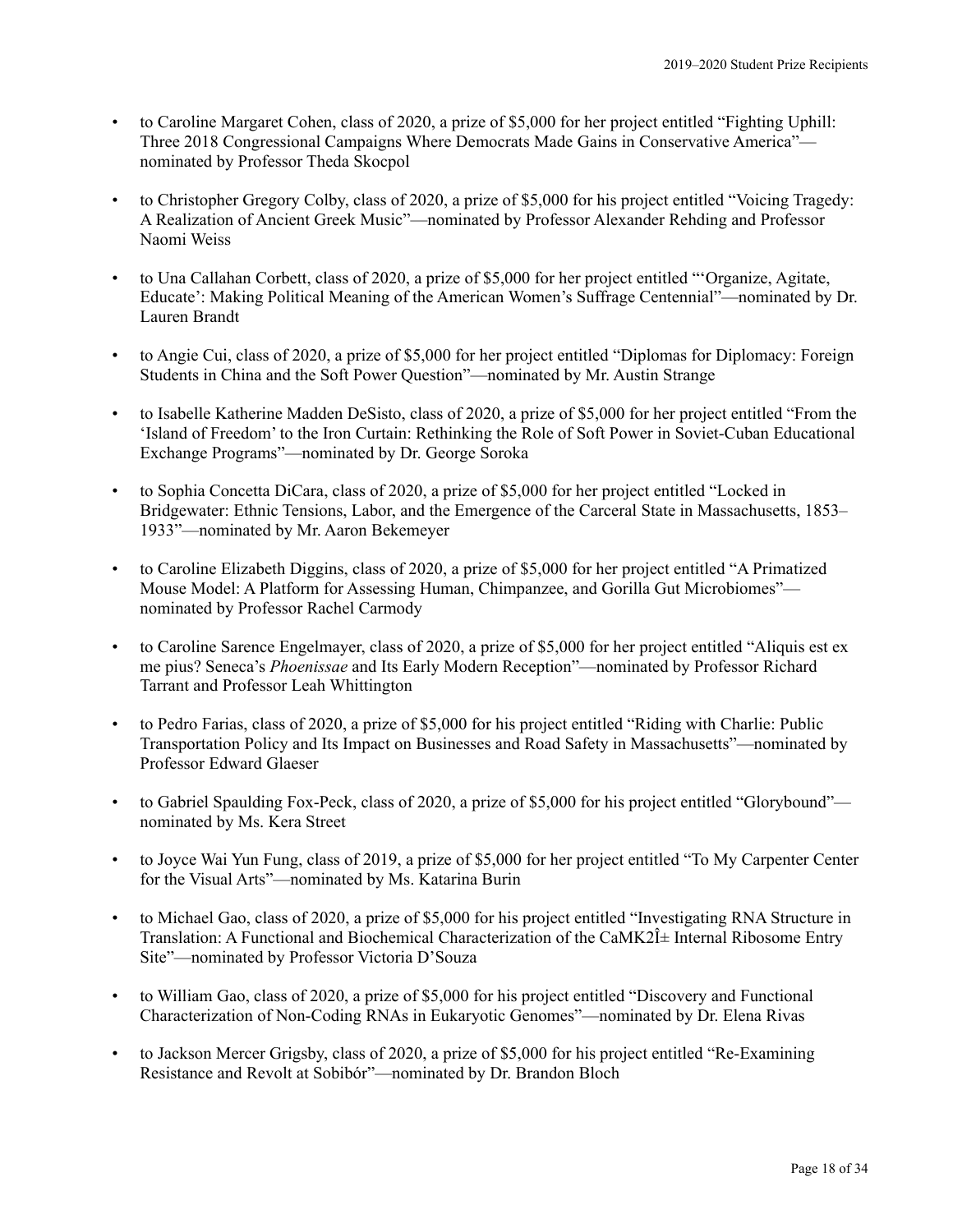- to Caroline Margaret Cohen, class of 2020, a prize of $5,000 for her project entitled "Fighting Uphill: Three 2018 Congressional Campaigns Where Democrats Made Gains in Conservative America"—nominated by Professor Theda Skocpol

- to Christopher Gregory Colby, class of 2020, a prize of $5,000 for his project entitled "Voicing Tragedy: A Realization of Ancient Greek Music"—nominated by Professor Alexander Rehding and Professor Naomi Weiss

- to Una Callahan Corbett, class of 2020, a prize of $5,000 for her project entitled "'Organize, Agitate, Educate': Making Political Meaning of the American Women's Suffrage Centennial"—nominated by Dr. Lauren Brandt

- to Angie Cui, class of 2020, a prize of $5,000 for her project entitled "Diplomas for Diplomacy: Foreign Students in China and the Soft Power Question"—nominated by Mr. Austin Strange

- to Isabelle Katherine Madden DeSisto, class of 2020, a prize of $5,000 for her project entitled "From the 'Island of Freedom' to the Iron Curtain: Rethinking the Role of Soft Power in Soviet-Cuban Educational Exchange Programs"—nominated by Dr. George Soroka

- to Sophia Concetta DiCara, class of 2020, a prize of $5,000 for her project entitled "Locked in Bridgewater: Ethnic Tensions, Labor, and the Emergence of the Carceral State in Massachusetts, 1853–1933"—nominated by Mr. Aaron Bekemeyer

- to Caroline Elizabeth Diggins, class of 2020, a prize of $5,000 for her project entitled "A Primatized Mouse Model: A Platform for Assessing Human, Chimpanzee, and Gorilla Gut Microbiomes"—nominated by Professor Rachel Carmody

- to Caroline Sarence Engelmayer, class of 2020, a prize of $5,000 for her project entitled "Aliquis est ex me pius? Seneca's *Phoenissae* and Its Early Modern Reception"—nominated by Professor Richard Tarrant and Professor Leah Whittington

- to Pedro Farias, class of 2020, a prize of $5,000 for his project entitled "Riding with Charlie: Public Transportation Policy and Its Impact on Businesses and Road Safety in Massachusetts"—nominated by Professor Edward Glaeser

- to Gabriel Spaulding Fox-Peck, class of 2020, a prize of $5,000 for his project entitled "Glorybound"—nominated by Ms. Kera Street

- to Joyce Wai Yun Fung, class of 2019, a prize of $5,000 for her project entitled "To My Carpenter Center for the Visual Arts"—nominated by Ms. Katarina Burin

- to Michael Gao, class of 2020, a prize of $5,000 for his project entitled "Investigating RNA Structure in Translation: A Functional and Biochemical Characterization of the CaMK2Î± Internal Ribosome Entry Site"—nominated by Professor Victoria D'Souza

- to William Gao, class of 2020, a prize of $5,000 for his project entitled "Discovery and Functional Characterization of Non-Coding RNAs in Eukaryotic Genomes"—nominated by Dr. Elena Rivas

- to Jackson Mercer Grigsby, class of 2020, a prize of $5,000 for his project entitled "Re-Examining Resistance and Revolt at Sobibór"—nominated by Dr. Brandon Bloch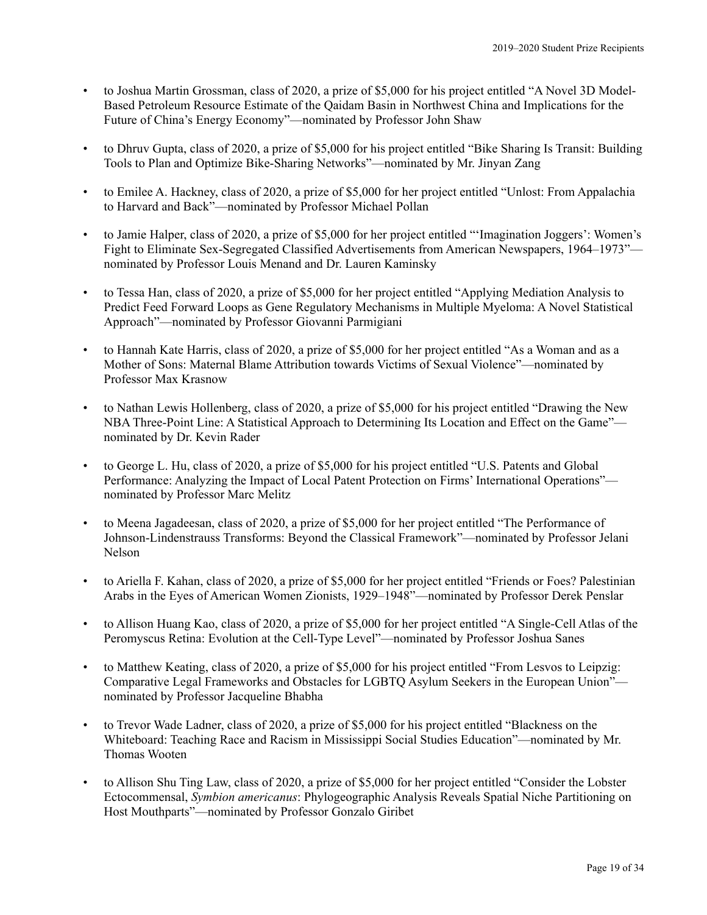- to Joshua Martin Grossman, class of 2020, a prize of $5,000 for his project entitled "A Novel 3D Model-Based Petroleum Resource Estimate of the Qaidam Basin in Northwest China and Implications for the Future of China's Energy Economy"—nominated by Professor John Shaw

- to Dhruv Gupta, class of 2020, a prize of $5,000 for his project entitled "Bike Sharing Is Transit: Building Tools to Plan and Optimize Bike-Sharing Networks"—nominated by Mr. Jinyan Zang

- to Emilee A. Hackney, class of 2020, a prize of $5,000 for her project entitled "Unlost: From Appalachia to Harvard and Back"—nominated by Professor Michael Pollan

- to Jamie Halper, class of 2020, a prize of $5,000 for her project entitled "'Imagination Joggers': Women's Fight to Eliminate Sex-Segregated Classified Advertisements from American Newspapers, 1964–1973"—nominated by Professor Louis Menand and Dr. Lauren Kaminsky

- to Tessa Han, class of 2020, a prize of $5,000 for her project entitled "Applying Mediation Analysis to Predict Feed Forward Loops as Gene Regulatory Mechanisms in Multiple Myeloma: A Novel Statistical Approach"—nominated by Professor Giovanni Parmigiani

- to Hannah Kate Harris, class of 2020, a prize of $5,000 for her project entitled "As a Woman and as a Mother of Sons: Maternal Blame Attribution towards Victims of Sexual Violence"—nominated by Professor Max Krasnow

- to Nathan Lewis Hollenberg, class of 2020, a prize of $5,000 for his project entitled "Drawing the New NBA Three-Point Line: A Statistical Approach to Determining Its Location and Effect on the Game"—nominated by Dr. Kevin Rader

- to George L. Hu, class of 2020, a prize of $5,000 for his project entitled "U.S. Patents and Global Performance: Analyzing the Impact of Local Patent Protection on Firms' International Operations"—nominated by Professor Marc Melitz

- to Meena Jagadeesan, class of 2020, a prize of $5,000 for her project entitled "The Performance of Johnson-Lindenstrauss Transforms: Beyond the Classical Framework"—nominated by Professor Jelani Nelson

- to Ariella F. Kahan, class of 2020, a prize of $5,000 for her project entitled "Friends or Foes? Palestinian Arabs in the Eyes of American Women Zionists, 1929–1948"—nominated by Professor Derek Penslar

- to Allison Huang Kao, class of 2020, a prize of $5,000 for her project entitled "A Single-Cell Atlas of the Peromyscus Retina: Evolution at the Cell-Type Level"—nominated by Professor Joshua Sanes

- to Matthew Keating, class of 2020, a prize of $5,000 for his project entitled "From Lesvos to Leipzig: Comparative Legal Frameworks and Obstacles for LGBTQ Asylum Seekers in the European Union"—nominated by Professor Jacqueline Bhabha

- to Trevor Wade Ladner, class of 2020, a prize of $5,000 for his project entitled "Blackness on the Whiteboard: Teaching Race and Racism in Mississippi Social Studies Education"—nominated by Mr. Thomas Wooten

- to Allison Shu Ting Law, class of 2020, a prize of $5,000 for her project entitled "Consider the Lobster Ectocommensal, *Symbion americanus*: Phylogeographic Analysis Reveals Spatial Niche Partitioning on Host Mouthparts"—nominated by Professor Gonzalo Giribet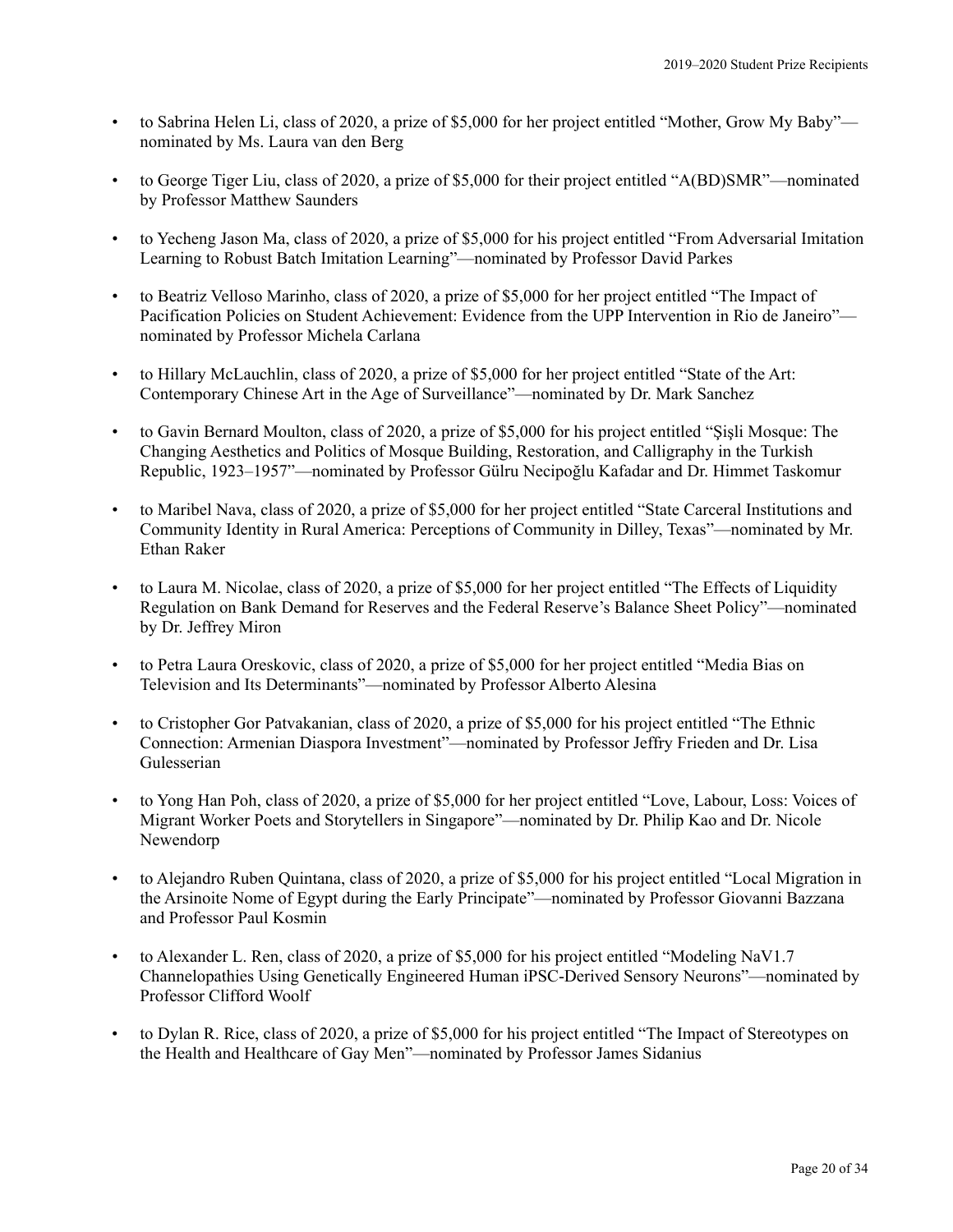- to Sabrina Helen Li, class of 2020, a prize of $5,000 for her project entitled “Mother, Grow My Baby”—nominated by Ms. Laura van den Berg

- to George Tiger Liu, class of 2020, a prize of $5,000 for their project entitled “A(BD)SMR”—nominated by Professor Matthew Saunders

- to Yecheng Jason Ma, class of 2020, a prize of $5,000 for his project entitled “From Adversarial Imitation Learning to Robust Batch Imitation Learning”—nominated by Professor David Parkes

- to Beatriz Velloso Marinho, class of 2020, a prize of $5,000 for her project entitled “The Impact of Pacification Policies on Student Achievement: Evidence from the UPP Intervention in Rio de Janeiro”—nominated by Professor Michela Carlana

- to Hillary McLauchlin, class of 2020, a prize of $5,000 for her project entitled “State of the Art: Contemporary Chinese Art in the Age of Surveillance”—nominated by Dr. Mark Sanchez

- to Gavin Bernard Moulton, class of 2020, a prize of $5,000 for his project entitled “Şişli Mosque: The Changing Aesthetics and Politics of Mosque Building, Restoration, and Calligraphy in the Turkish Republic, 1923–1957”—nominated by Professor Gülru Necipoğlu Kafadar and Dr. Himmet Taskomur

- to Maribel Nava, class of 2020, a prize of $5,000 for her project entitled “State Carceral Institutions and Community Identity in Rural America: Perceptions of Community in Dilley, Texas”—nominated by Mr. Ethan Raker

- to Laura M. Nicolae, class of 2020, a prize of $5,000 for her project entitled “The Effects of Liquidity Regulation on Bank Demand for Reserves and the Federal Reserve’s Balance Sheet Policy”—nominated by Dr. Jeffrey Miron

- to Petra Laura Oreskovic, class of 2020, a prize of $5,000 for her project entitled “Media Bias on Television and Its Determinants”—nominated by Professor Alberto Alesina

- to Cristopher Gor Patvakanian, class of 2020, a prize of $5,000 for his project entitled “The Ethnic Connection: Armenian Diaspora Investment”—nominated by Professor Jeffry Frieden and Dr. Lisa Gulesserian

- to Yong Han Poh, class of 2020, a prize of $5,000 for her project entitled “Love, Labour, Loss: Voices of Migrant Worker Poets and Storytellers in Singapore”—nominated by Dr. Philip Kao and Dr. Nicole Newendorp

- to Alejandro Ruben Quintana, class of 2020, a prize of $5,000 for his project entitled “Local Migration in the Arsinoite Nome of Egypt during the Early Principate”—nominated by Professor Giovanni Bazzana and Professor Paul Kosmin

- to Alexander L. Ren, class of 2020, a prize of $5,000 for his project entitled “Modeling NaV1.7 Channelopathies Using Genetically Engineered Human iPSC-Derived Sensory Neurons”—nominated by Professor Clifford Woolf

- to Dylan R. Rice, class of 2020, a prize of $5,000 for his project entitled “The Impact of Stereotypes on the Health and Healthcare of Gay Men”—nominated by Professor James Sidanius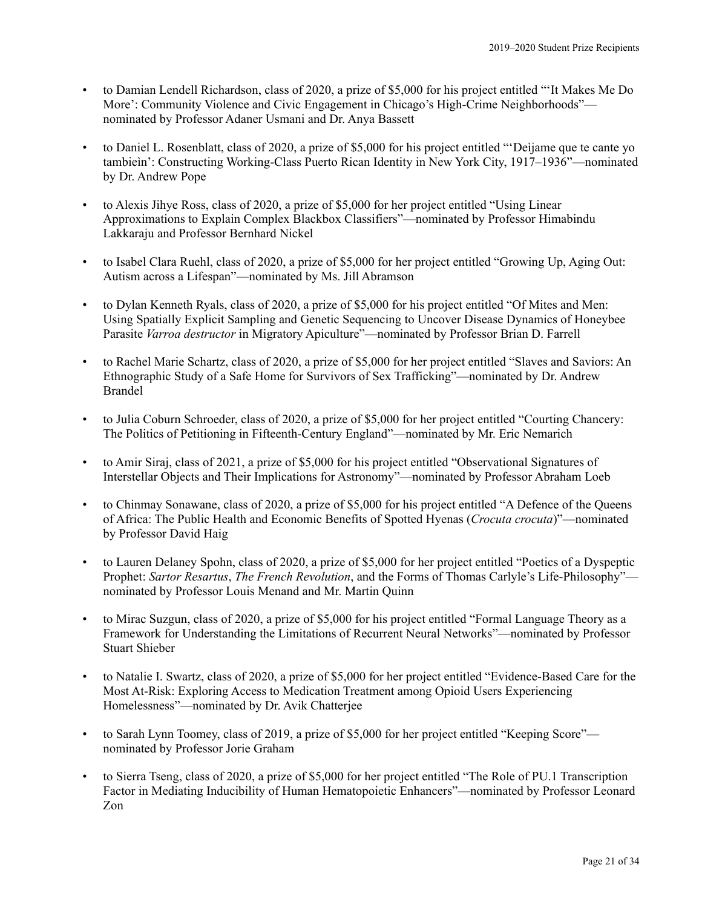- to Damian Lendell Richardson, class of 2020, a prize of $5,000 for his project entitled "'It Makes Me Do More': Community Violence and Civic Engagement in Chicago's High-Crime Neighborhoods"—nominated by Professor Adaner Usmani and Dr. Anya Bassett

- to Daniel L. Rosenblatt, class of 2020, a prize of $5,000 for his project entitled "'Deìjame que te cante yo tambieìn': Constructing Working-Class Puerto Rican Identity in New York City, 1917–1936"—nominated by Dr. Andrew Pope

- to Alexis Jihye Ross, class of 2020, a prize of $5,000 for her project entitled "Using Linear Approximations to Explain Complex Blackbox Classifiers"—nominated by Professor Himabindu Lakkaraju and Professor Bernhard Nickel

- to Isabel Clara Ruehl, class of 2020, a prize of $5,000 for her project entitled "Growing Up, Aging Out: Autism across a Lifespan"—nominated by Ms. Jill Abramson

- to Dylan Kenneth Ryals, class of 2020, a prize of $5,000 for his project entitled "Of Mites and Men: Using Spatially Explicit Sampling and Genetic Sequencing to Uncover Disease Dynamics of Honeybee Parasite *Varroa destructor* in Migratory Apiculture"—nominated by Professor Brian D. Farrell

- to Rachel Marie Schartz, class of 2020, a prize of $5,000 for her project entitled "Slaves and Saviors: An Ethnographic Study of a Safe Home for Survivors of Sex Trafficking"—nominated by Dr. Andrew Brandel

- to Julia Coburn Schroeder, class of 2020, a prize of $5,000 for her project entitled "Courting Chancery: The Politics of Petitioning in Fifteenth-Century England"—nominated by Mr. Eric Nemarich

- to Amir Siraj, class of 2021, a prize of $5,000 for his project entitled "Observational Signatures of Interstellar Objects and Their Implications for Astronomy"—nominated by Professor Abraham Loeb

- to Chinmay Sonawane, class of 2020, a prize of $5,000 for his project entitled "A Defence of the Queens of Africa: The Public Health and Economic Benefits of Spotted Hyenas (*Crocuta crocuta*)"—nominated by Professor David Haig

- to Lauren Delaney Spohn, class of 2020, a prize of $5,000 for her project entitled "Poetics of a Dyspeptic Prophet: *Sartor Resartus*, *The French Revolution*, and the Forms of Thomas Carlyle's Life-Philosophy"—nominated by Professor Louis Menand and Mr. Martin Quinn

- to Mirac Suzgun, class of 2020, a prize of $5,000 for his project entitled "Formal Language Theory as a Framework for Understanding the Limitations of Recurrent Neural Networks"—nominated by Professor Stuart Shieber

- to Natalie I. Swartz, class of 2020, a prize of $5,000 for her project entitled "Evidence-Based Care for the Most At-Risk: Exploring Access to Medication Treatment among Opioid Users Experiencing Homelessness"—nominated by Dr. Avik Chatterjee

- to Sarah Lynn Toomey, class of 2019, a prize of $5,000 for her project entitled "Keeping Score"—nominated by Professor Jorie Graham

- to Sierra Tseng, class of 2020, a prize of $5,000 for her project entitled "The Role of PU.1 Transcription Factor in Mediating Inducibility of Human Hematopoietic Enhancers"—nominated by Professor Leonard Zon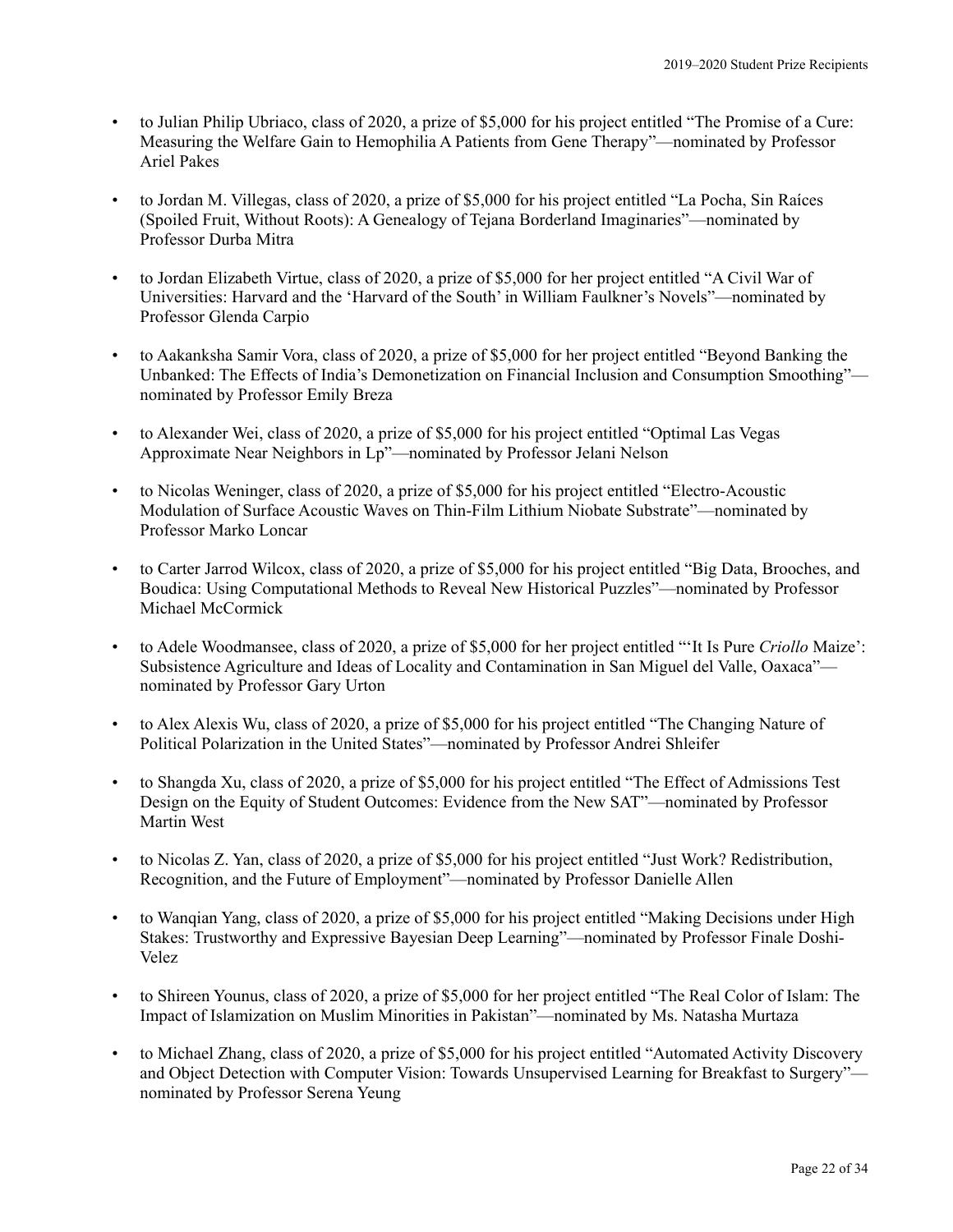- to Julian Philip Ubriaco, class of 2020, a prize of $5,000 for his project entitled "The Promise of a Cure: Measuring the Welfare Gain to Hemophilia A Patients from Gene Therapy"—nominated by Professor Ariel Pakes

- to Jordan M. Villegas, class of 2020, a prize of $5,000 for his project entitled "La Pocha, Sin Raíces (Spoiled Fruit, Without Roots): A Genealogy of Tejana Borderland Imaginaries"—nominated by Professor Durba Mitra

- to Jordan Elizabeth Virtue, class of 2020, a prize of $5,000 for her project entitled "A Civil War of Universities: Harvard and the 'Harvard of the South' in William Faulkner's Novels"—nominated by Professor Glenda Carpio

- to Aakanksha Samir Vora, class of 2020, a prize of $5,000 for her project entitled "Beyond Banking the Unbanked: The Effects of India's Demonetization on Financial Inclusion and Consumption Smoothing"—nominated by Professor Emily Breza

- to Alexander Wei, class of 2020, a prize of $5,000 for his project entitled "Optimal Las Vegas Approximate Near Neighbors in Lp"—nominated by Professor Jelani Nelson

- to Nicolas Weninger, class of 2020, a prize of $5,000 for his project entitled "Electro-Acoustic Modulation of Surface Acoustic Waves on Thin-Film Lithium Niobate Substrate"—nominated by Professor Marko Loncar

- to Carter Jarrod Wilcox, class of 2020, a prize of $5,000 for his project entitled "Big Data, Brooches, and Boudica: Using Computational Methods to Reveal New Historical Puzzles"—nominated by Professor Michael McCormick

- to Adele Woodmansee, class of 2020, a prize of $5,000 for her project entitled "'It Is Pure *Criollo* Maize': Subsistence Agriculture and Ideas of Locality and Contamination in San Miguel del Valle, Oaxaca"—nominated by Professor Gary Urton

- to Alex Alexis Wu, class of 2020, a prize of $5,000 for his project entitled "The Changing Nature of Political Polarization in the United States"—nominated by Professor Andrei Shleifer

- to Shangda Xu, class of 2020, a prize of $5,000 for his project entitled "The Effect of Admissions Test Design on the Equity of Student Outcomes: Evidence from the New SAT"—nominated by Professor Martin West

- to Nicolas Z. Yan, class of 2020, a prize of $5,000 for his project entitled "Just Work? Redistribution, Recognition, and the Future of Employment"—nominated by Professor Danielle Allen

- to Wanqian Yang, class of 2020, a prize of $5,000 for his project entitled "Making Decisions under High Stakes: Trustworthy and Expressive Bayesian Deep Learning"—nominated by Professor Finale Doshi-Velez

- to Shireen Younus, class of 2020, a prize of $5,000 for her project entitled "The Real Color of Islam: The Impact of Islamization on Muslim Minorities in Pakistan"—nominated by Ms. Natasha Murtaza

- to Michael Zhang, class of 2020, a prize of $5,000 for his project entitled "Automated Activity Discovery and Object Detection with Computer Vision: Towards Unsupervised Learning for Breakfast to Surgery"—nominated by Professor Serena Yeung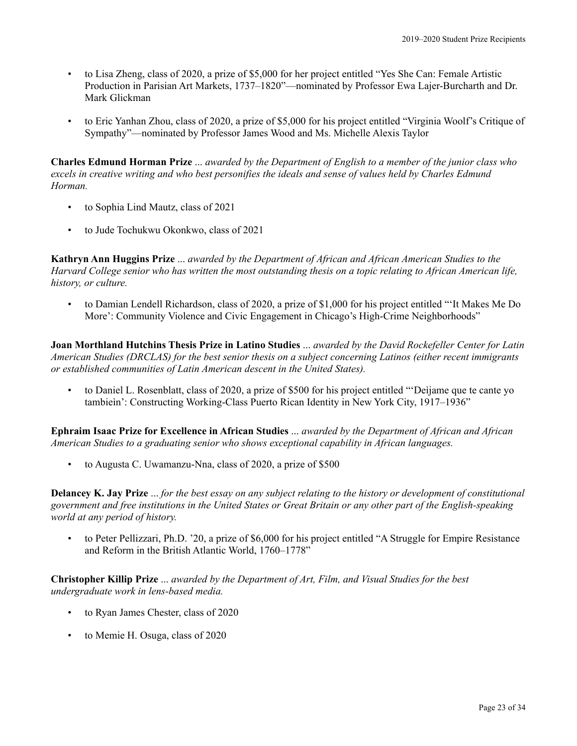- to Lisa Zheng, class of 2020, a prize of $5,000 for her project entitled "Yes She Can: Female Artistic Production in Parisian Art Markets, 1737–1820"—nominated by Professor Ewa Lajer-Burcharth and Dr. Mark Glickman

- to Eric Yanhan Zhou, class of 2020, a prize of $5,000 for his project entitled "Virginia Woolf's Critique of Sympathy"—nominated by Professor James Wood and Ms. Michelle Alexis Taylor

**Charles Edmund Horman Prize** ... *awarded by the Department of English to a member of the junior class who excels in creative writing and who best personifies the ideals and sense of values held by Charles Edmund Horman.*

- to Sophia Lind Mautz, class of 2021

- to Jude Tochukwu Okonkwo, class of 2021

**Kathryn Ann Huggins Prize** ... *awarded by the Department of African and African American Studies to the Harvard College senior who has written the most outstanding thesis on a topic relating to African American life, history, or culture.*

- to Damian Lendell Richardson, class of 2020, a prize of $1,000 for his project entitled "'It Makes Me Do More': Community Violence and Civic Engagement in Chicago's High-Crime Neighborhoods"

**Joan Morthland Hutchins Thesis Prize in Latino Studies** ... *awarded by the David Rockefeller Center for Latin American Studies (DRCLAS) for the best senior thesis on a subject concerning Latinos (either recent immigrants or established communities of Latin American descent in the United States).*

- to Daniel L. Rosenblatt, class of 2020, a prize of $500 for his project entitled "'Deìjame que te cante yo tambieìn': Constructing Working-Class Puerto Rican Identity in New York City, 1917–1936"

**Ephraim Isaac Prize for Excellence in African Studies** ... *awarded by the Department of African and African American Studies to a graduating senior who shows exceptional capability in African languages.*

- to Augusta C. Uwamanzu-Nna, class of 2020, a prize of $500

**Delancey K. Jay Prize** ... *for the best essay on any subject relating to the history or development of constitutional government and free institutions in the United States or Great Britain or any other part of the English-speaking world at any period of history.*

- to Peter Pellizzari, Ph.D. '20, a prize of $6,000 for his project entitled "A Struggle for Empire Resistance and Reform in the British Atlantic World, 1760–1778"

**Christopher Killip Prize** ... *awarded by the Department of Art, Film, and Visual Studies for the best undergraduate work in lens-based media.*

- to Ryan James Chester, class of 2020

- to Memie H. Osuga, class of 2020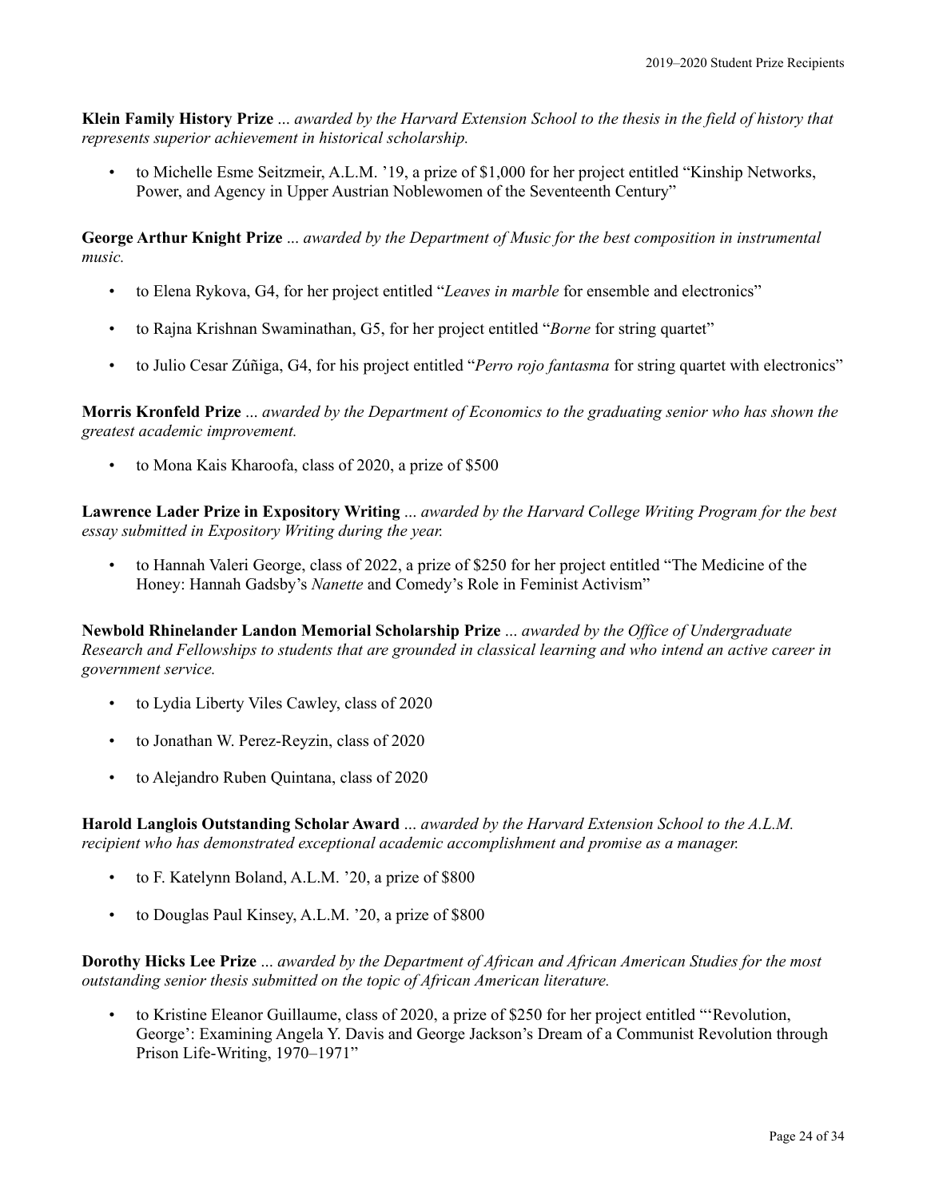**Klein Family History Prize** ... *awarded by the Harvard Extension School to the thesis in the field of history that represents superior achievement in historical scholarship.*

- to Michelle Esme Seitzmeir, A.L.M. ’19, a prize of $1,000 for her project entitled “Kinship Networks, Power, and Agency in Upper Austrian Noblewomen of the Seventeenth Century”

**George Arthur Knight Prize** ... *awarded by the Department of Music for the best composition in instrumental music.*

- to Elena Rykova, G4, for her project entitled “*Leaves in marble* for ensemble and electronics”
- to Rajna Krishnan Swaminathan, G5, for her project entitled “*Borne* for string quartet”
- to Julio Cesar Zúñiga, G4, for his project entitled “*Perro rojo fantasma* for string quartet with electronics”

**Morris Kronfeld Prize** ... *awarded by the Department of Economics to the graduating senior who has shown the greatest academic improvement.*

- to Mona Kais Kharoofa, class of 2020, a prize of $500

**Lawrence Lader Prize in Expository Writing** ... *awarded by the Harvard College Writing Program for the best essay submitted in Expository Writing during the year.*

- to Hannah Valeri George, class of 2022, a prize of $250 for her project entitled “The Medicine of the Honey: Hannah Gadsby’s *Nanette* and Comedy’s Role in Feminist Activism”

**Newbold Rhinelander Landon Memorial Scholarship Prize** ... *awarded by the Office of Undergraduate Research and Fellowships to students that are grounded in classical learning and who intend an active career in government service.*

- to Lydia Liberty Viles Cawley, class of 2020
- to Jonathan W. Perez-Reyzin, class of 2020
- to Alejandro Ruben Quintana, class of 2020

**Harold Langlois Outstanding Scholar Award** ... *awarded by the Harvard Extension School to the A.L.M. recipient who has demonstrated exceptional academic accomplishment and promise as a manager.*

- to F. Katelynn Boland, A.L.M. ’20, a prize of $800
- to Douglas Paul Kinsey, A.L.M. ’20, a prize of $800

**Dorothy Hicks Lee Prize** ... *awarded by the Department of African and African American Studies for the most outstanding senior thesis submitted on the topic of African American literature.*

- to Kristine Eleanor Guillaume, class of 2020, a prize of $250 for her project entitled “‘Revolution, George’: Examining Angela Y. Davis and George Jackson’s Dream of a Communist Revolution through Prison Life-Writing, 1970–1971”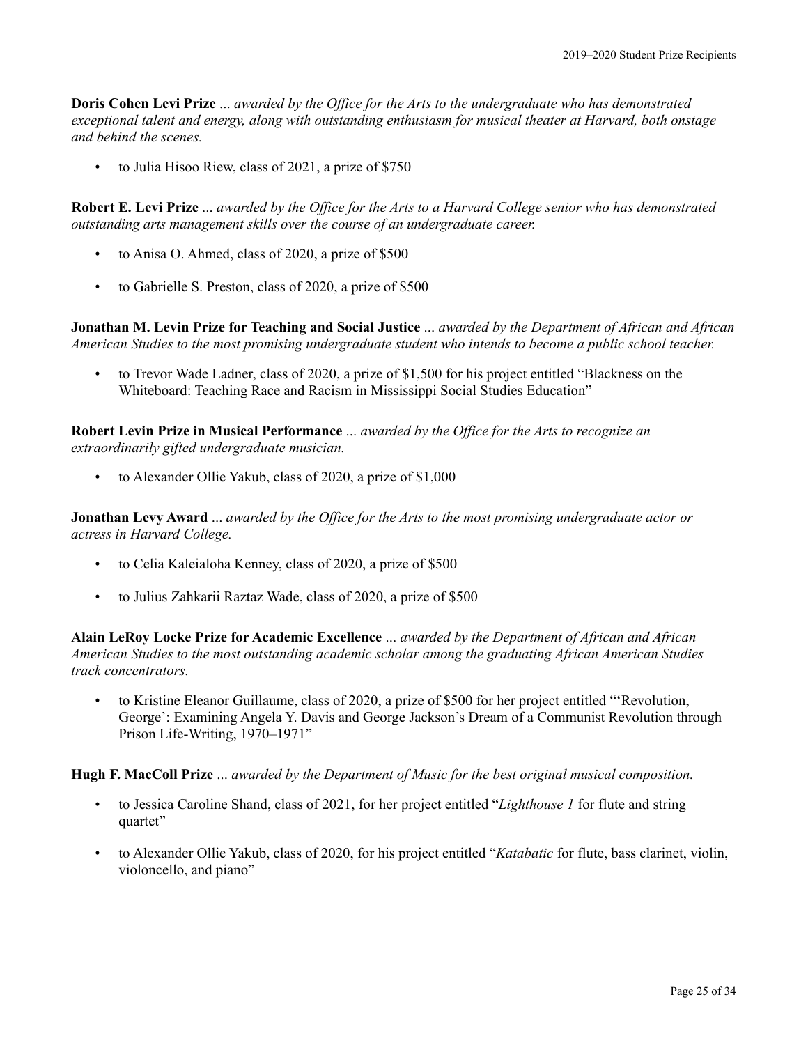**Doris Cohen Levi Prize** ... *awarded by the Office for the Arts to the undergraduate who has demonstrated exceptional talent and energy, along with outstanding enthusiasm for musical theater at Harvard, both onstage and behind the scenes.*

- to Julia Hisoo Riew, class of 2021, a prize of $750

**Robert E. Levi Prize** ... *awarded by the Office for the Arts to a Harvard College senior who has demonstrated outstanding arts management skills over the course of an undergraduate career.*

- to Anisa O. Ahmed, class of 2020, a prize of $500
- to Gabrielle S. Preston, class of 2020, a prize of $500

**Jonathan M. Levin Prize for Teaching and Social Justice** ... *awarded by the Department of African and African American Studies to the most promising undergraduate student who intends to become a public school teacher.*

- to Trevor Wade Ladner, class of 2020, a prize of $1,500 for his project entitled "Blackness on the Whiteboard: Teaching Race and Racism in Mississippi Social Studies Education"

**Robert Levin Prize in Musical Performance** ... *awarded by the Office for the Arts to recognize an extraordinarily gifted undergraduate musician.*

- to Alexander Ollie Yakub, class of 2020, a prize of $1,000

**Jonathan Levy Award** ... *awarded by the Office for the Arts to the most promising undergraduate actor or actress in Harvard College.*

- to Celia Kaleialoha Kenney, class of 2020, a prize of $500
- to Julius Zahkarii Raztaz Wade, class of 2020, a prize of $500

**Alain LeRoy Locke Prize for Academic Excellence** ... *awarded by the Department of African and African American Studies to the most outstanding academic scholar among the graduating African American Studies track concentrators.*

- to Kristine Eleanor Guillaume, class of 2020, a prize of $500 for her project entitled "'Revolution, George': Examining Angela Y. Davis and George Jackson's Dream of a Communist Revolution through Prison Life-Writing, 1970–1971"

**Hugh F. MacColl Prize** ... *awarded by the Department of Music for the best original musical composition.*

- to Jessica Caroline Shand, class of 2021, for her project entitled "*Lighthouse 1* for flute and string quartet"
- to Alexander Ollie Yakub, class of 2020, for his project entitled "*Katabatic* for flute, bass clarinet, violin, violoncello, and piano"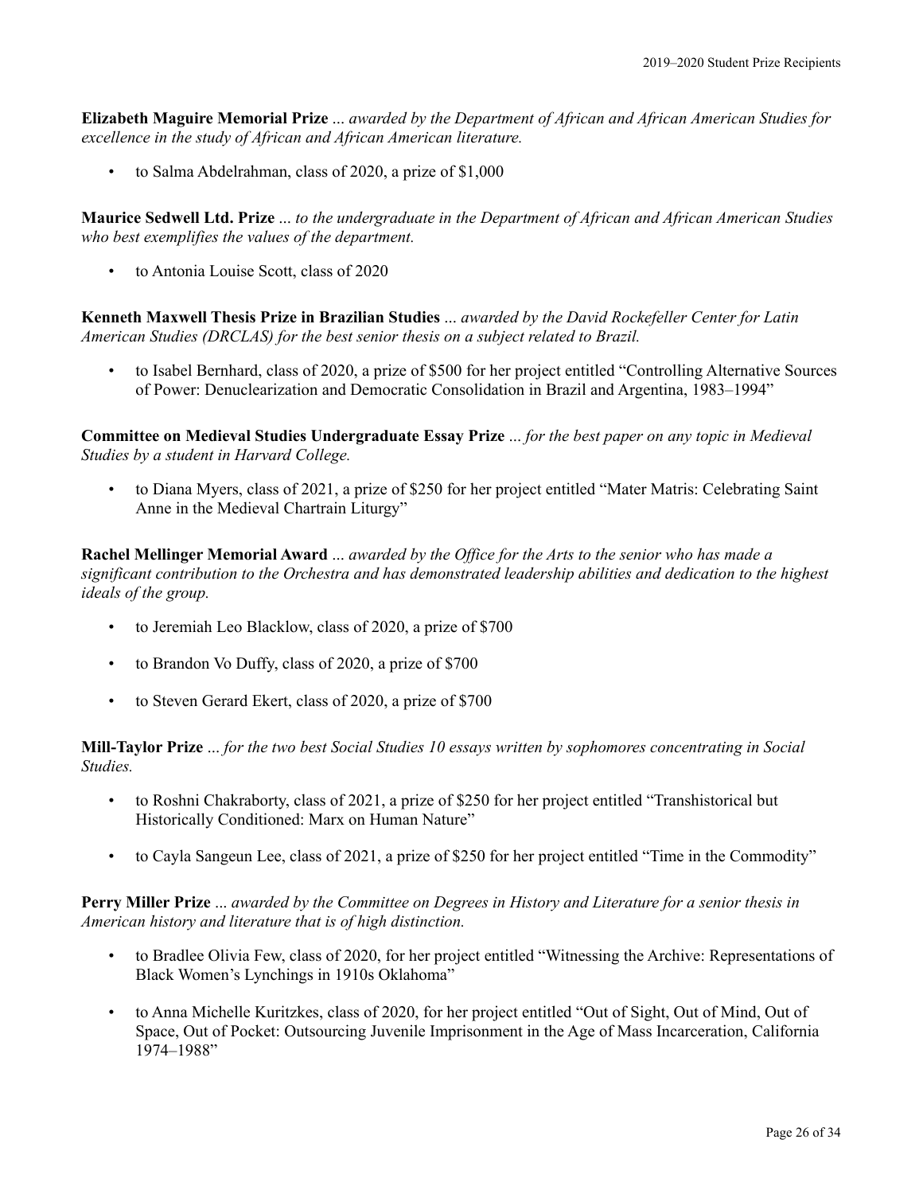**Elizabeth Maguire Memorial Prize** ... *awarded by the Department of African and African American Studies for excellence in the study of African and African American literature.*

- to Salma Abdelrahman, class of 2020, a prize of $1,000

**Maurice Sedwell Ltd. Prize** ... *to the undergraduate in the Department of African and African American Studies who best exemplifies the values of the department.*

- to Antonia Louise Scott, class of 2020

**Kenneth Maxwell Thesis Prize in Brazilian Studies** ... *awarded by the David Rockefeller Center for Latin American Studies (DRCLAS) for the best senior thesis on a subject related to Brazil.*

- to Isabel Bernhard, class of 2020, a prize of $500 for her project entitled "Controlling Alternative Sources of Power: Denuclearization and Democratic Consolidation in Brazil and Argentina, 1983–1994"

**Committee on Medieval Studies Undergraduate Essay Prize** ... *for the best paper on any topic in Medieval Studies by a student in Harvard College.*

- to Diana Myers, class of 2021, a prize of $250 for her project entitled "Mater Matris: Celebrating Saint Anne in the Medieval Chartrain Liturgy"

**Rachel Mellinger Memorial Award** ... *awarded by the Office for the Arts to the senior who has made a significant contribution to the Orchestra and has demonstrated leadership abilities and dedication to the highest ideals of the group.*

- to Jeremiah Leo Blacklow, class of 2020, a prize of $700
- to Brandon Vo Duffy, class of 2020, a prize of $700
- to Steven Gerard Ekert, class of 2020, a prize of $700

**Mill-Taylor Prize** ... *for the two best Social Studies 10 essays written by sophomores concentrating in Social Studies.*

- to Roshni Chakraborty, class of 2021, a prize of $250 for her project entitled "Transhistorical but Historically Conditioned: Marx on Human Nature"
- to Cayla Sangeun Lee, class of 2021, a prize of $250 for her project entitled "Time in the Commodity"

**Perry Miller Prize** ... *awarded by the Committee on Degrees in History and Literature for a senior thesis in American history and literature that is of high distinction.*

- to Bradlee Olivia Few, class of 2020, for her project entitled "Witnessing the Archive: Representations of Black Women's Lynchings in 1910s Oklahoma"
- to Anna Michelle Kuritzkes, class of 2020, for her project entitled "Out of Sight, Out of Mind, Out of Space, Out of Pocket: Outsourcing Juvenile Imprisonment in the Age of Mass Incarceration, California 1974–1988"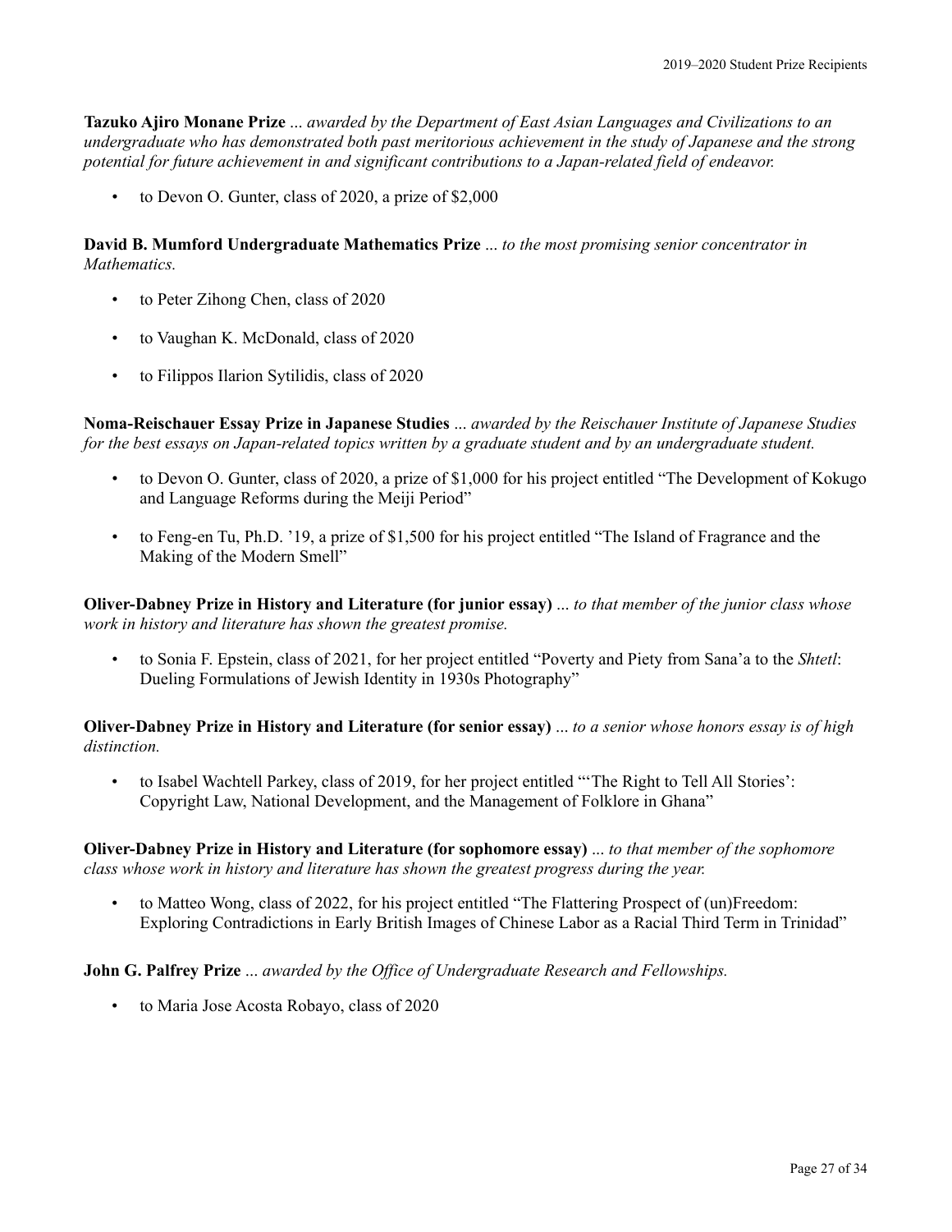**Tazuko Ajiro Monane Prize** ... *awarded by the Department of East Asian Languages and Civilizations to an undergraduate who has demonstrated both past meritorious achievement in the study of Japanese and the strong potential for future achievement in and significant contributions to a Japan-related field of endeavor.*

- to Devon O. Gunter, class of 2020, a prize of $2,000

**David B. Mumford Undergraduate Mathematics Prize** ... *to the most promising senior concentrator in Mathematics.*

- to Peter Zihong Chen, class of 2020
- to Vaughan K. McDonald, class of 2020
- to Filippos Ilarion Sytilidis, class of 2020

**Noma-Reischauer Essay Prize in Japanese Studies** ... *awarded by the Reischauer Institute of Japanese Studies for the best essays on Japan-related topics written by a graduate student and by an undergraduate student.*

- to Devon O. Gunter, class of 2020, a prize of $1,000 for his project entitled "The Development of Kokugo and Language Reforms during the Meiji Period"
- to Feng-en Tu, Ph.D. '19, a prize of $1,500 for his project entitled "The Island of Fragrance and the Making of the Modern Smell"

**Oliver-Dabney Prize in History and Literature (for junior essay)** ... *to that member of the junior class whose work in history and literature has shown the greatest promise.*

- to Sonia F. Epstein, class of 2021, for her project entitled "Poverty and Piety from Sana'a to the *Shtetl*: Dueling Formulations of Jewish Identity in 1930s Photography"

**Oliver-Dabney Prize in History and Literature (for senior essay)** ... *to a senior whose honors essay is of high distinction.*

- to Isabel Wachtell Parkey, class of 2019, for her project entitled "'The Right to Tell All Stories': Copyright Law, National Development, and the Management of Folklore in Ghana"

**Oliver-Dabney Prize in History and Literature (for sophomore essay)** ... *to that member of the sophomore class whose work in history and literature has shown the greatest progress during the year.*

- to Matteo Wong, class of 2022, for his project entitled "The Flattering Prospect of (un)Freedom: Exploring Contradictions in Early British Images of Chinese Labor as a Racial Third Term in Trinidad"

**John G. Palfrey Prize** ... *awarded by the Office of Undergraduate Research and Fellowships.*

- to Maria Jose Acosta Robayo, class of 2020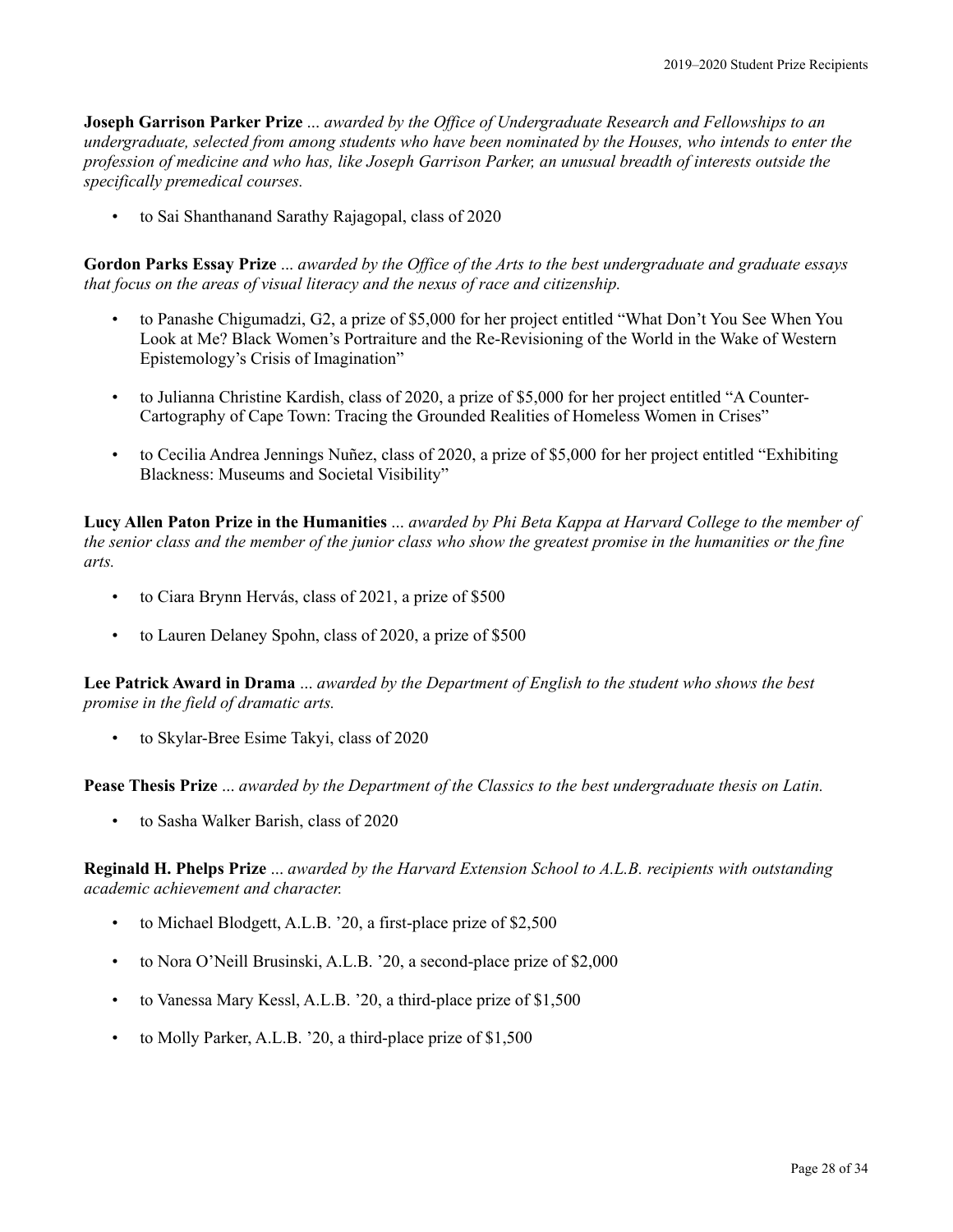**Joseph Garrison Parker Prize** ... *awarded by the Office of Undergraduate Research and Fellowships to an undergraduate, selected from among students who have been nominated by the Houses, who intends to enter the profession of medicine and who has, like Joseph Garrison Parker, an unusual breadth of interests outside the specifically premedical courses.*

- to Sai Shanthanand Sarathy Rajagopal, class of 2020

**Gordon Parks Essay Prize** ... *awarded by the Office of the Arts to the best undergraduate and graduate essays that focus on the areas of visual literacy and the nexus of race and citizenship.*

- to Panashe Chigumadzi, G2, a prize of $5,000 for her project entitled "What Don't You See When You Look at Me? Black Women's Portraiture and the Re-Revisioning of the World in the Wake of Western Epistemology's Crisis of Imagination"
- to Julianna Christine Kardish, class of 2020, a prize of $5,000 for her project entitled "A Counter-Cartography of Cape Town: Tracing the Grounded Realities of Homeless Women in Crises"
- to Cecilia Andrea Jennings Nuñez, class of 2020, a prize of $5,000 for her project entitled "Exhibiting Blackness: Museums and Societal Visibility"

**Lucy Allen Paton Prize in the Humanities** ... *awarded by Phi Beta Kappa at Harvard College to the member of the senior class and the member of the junior class who show the greatest promise in the humanities or the fine arts.*

- to Ciara Brynn Hervás, class of 2021, a prize of $500
- to Lauren Delaney Spohn, class of 2020, a prize of $500

**Lee Patrick Award in Drama** ... *awarded by the Department of English to the student who shows the best promise in the field of dramatic arts.*

- to Skylar-Bree Esime Takyi, class of 2020

**Pease Thesis Prize** ... *awarded by the Department of the Classics to the best undergraduate thesis on Latin.*

- to Sasha Walker Barish, class of 2020

**Reginald H. Phelps Prize** ... *awarded by the Harvard Extension School to A.L.B. recipients with outstanding academic achievement and character.*

- to Michael Blodgett, A.L.B. '20, a first-place prize of $2,500
- to Nora O'Neill Brusinski, A.L.B. '20, a second-place prize of $2,000
- to Vanessa Mary Kessl, A.L.B. '20, a third-place prize of $1,500
- to Molly Parker, A.L.B. '20, a third-place prize of $1,500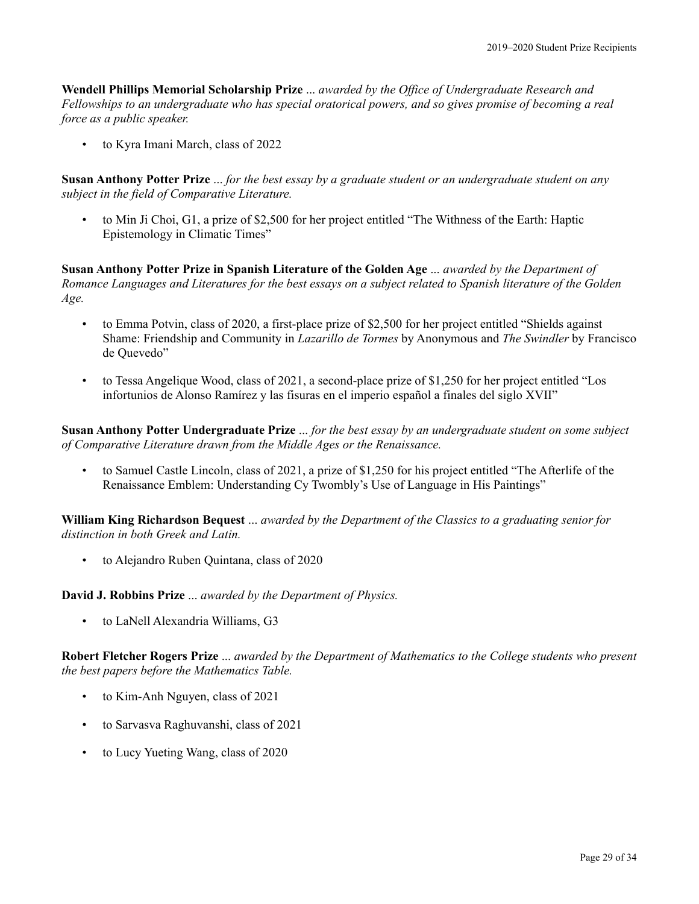**Wendell Phillips Memorial Scholarship Prize** ... *awarded by the Office of Undergraduate Research and Fellowships to an undergraduate who has special oratorical powers, and so gives promise of becoming a real force as a public speaker.*

- to Kyra Imani March, class of 2022

**Susan Anthony Potter Prize** ... *for the best essay by a graduate student or an undergraduate student on any subject in the field of Comparative Literature.*

- to Min Ji Choi, G1, a prize of $2,500 for her project entitled "The Withness of the Earth: Haptic Epistemology in Climatic Times"

**Susan Anthony Potter Prize in Spanish Literature of the Golden Age** ... *awarded by the Department of Romance Languages and Literatures for the best essays on a subject related to Spanish literature of the Golden Age.*

- to Emma Potvin, class of 2020, a first-place prize of $2,500 for her project entitled "Shields against Shame: Friendship and Community in *Lazarillo de Tormes* by Anonymous and *The Swindler* by Francisco de Quevedo"
- to Tessa Angelique Wood, class of 2021, a second-place prize of $1,250 for her project entitled "Los infortunios de Alonso Ramírez y las fisuras en el imperio español a finales del siglo XVII"

**Susan Anthony Potter Undergraduate Prize** ... *for the best essay by an undergraduate student on some subject of Comparative Literature drawn from the Middle Ages or the Renaissance.*

- to Samuel Castle Lincoln, class of 2021, a prize of $1,250 for his project entitled "The Afterlife of the Renaissance Emblem: Understanding Cy Twombly's Use of Language in His Paintings"

**William King Richardson Bequest** ... *awarded by the Department of the Classics to a graduating senior for distinction in both Greek and Latin.*

- to Alejandro Ruben Quintana, class of 2020

**David J. Robbins Prize** ... *awarded by the Department of Physics.*

- to LaNell Alexandria Williams, G3

**Robert Fletcher Rogers Prize** ... *awarded by the Department of Mathematics to the College students who present the best papers before the Mathematics Table.*

- to Kim-Anh Nguyen, class of 2021
- to Sarvasva Raghuvanshi, class of 2021
- to Lucy Yueting Wang, class of 2020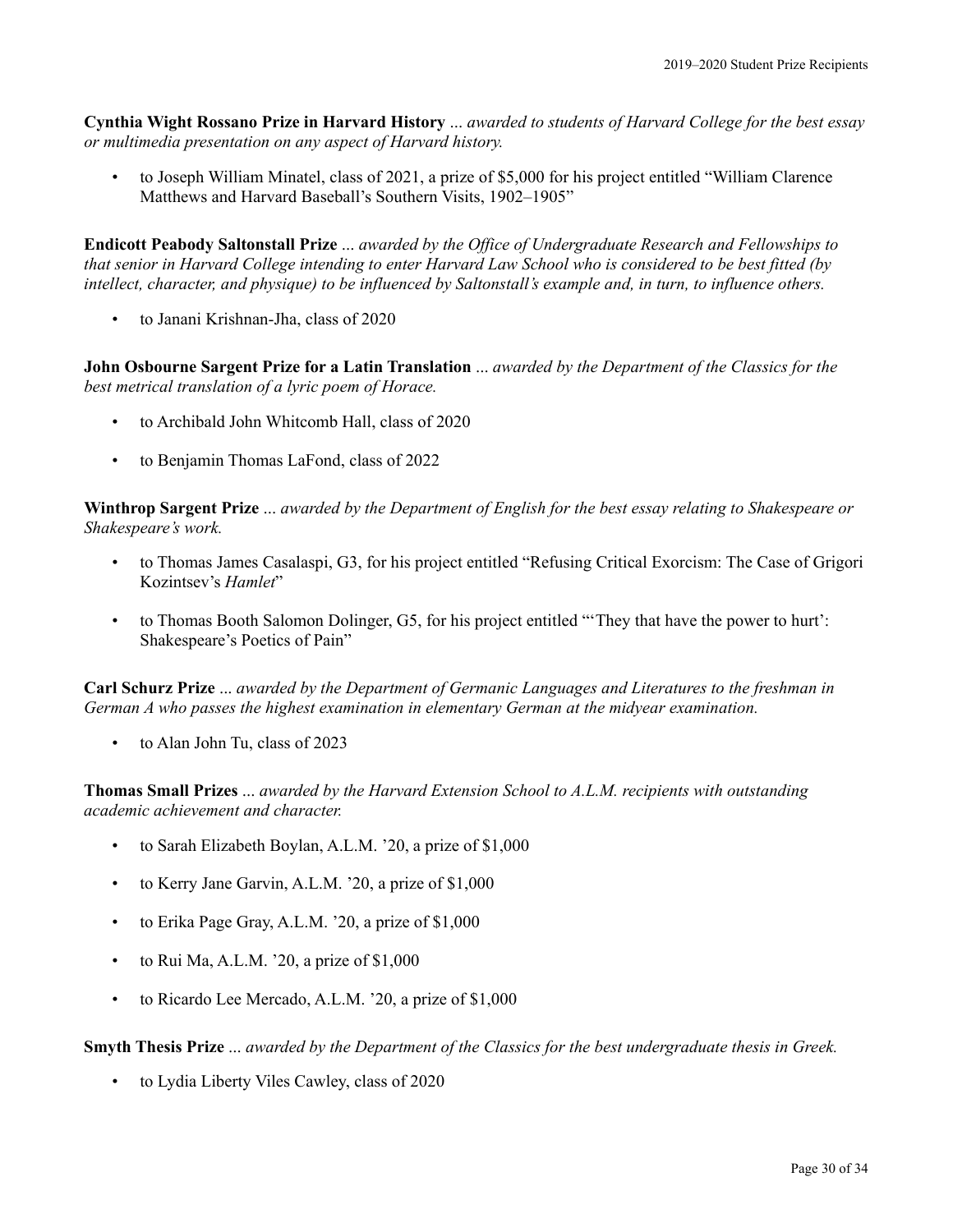**Cynthia Wight Rossano Prize in Harvard History** ... *awarded to students of Harvard College for the best essay or multimedia presentation on any aspect of Harvard history.*

- to Joseph William Minatel, class of 2021, a prize of $5,000 for his project entitled “William Clarence Matthews and Harvard Baseball’s Southern Visits, 1902–1905”

**Endicott Peabody Saltonstall Prize** ... *awarded by the Office of Undergraduate Research and Fellowships to that senior in Harvard College intending to enter Harvard Law School who is considered to be best fitted (by intellect, character, and physique) to be influenced by Saltonstall’s example and, in turn, to influence others.*

- to Janani Krishnan-Jha, class of 2020

**John Osbourne Sargent Prize for a Latin Translation** ... *awarded by the Department of the Classics for the best metrical translation of a lyric poem of Horace.*

- to Archibald John Whitcomb Hall, class of 2020
- to Benjamin Thomas LaFond, class of 2022

**Winthrop Sargent Prize** ... *awarded by the Department of English for the best essay relating to Shakespeare or Shakespeare’s work.*

- to Thomas James Casalaspi, G3, for his project entitled “Refusing Critical Exorcism: The Case of Grigori Kozintsev’s *Hamlet*”
- to Thomas Booth Salomon Dolinger, G5, for his project entitled “‘They that have the power to hurt’: Shakespeare’s Poetics of Pain”

**Carl Schurz Prize** ... *awarded by the Department of Germanic Languages and Literatures to the freshman in German A who passes the highest examination in elementary German at the midyear examination.*

- to Alan John Tu, class of 2023

**Thomas Small Prizes** ... *awarded by the Harvard Extension School to A.L.M. recipients with outstanding academic achievement and character.*

- to Sarah Elizabeth Boylan, A.L.M. ’20, a prize of $1,000
- to Kerry Jane Garvin, A.L.M. ’20, a prize of $1,000
- to Erika Page Gray, A.L.M. ’20, a prize of $1,000
- to Rui Ma, A.L.M. ’20, a prize of $1,000
- to Ricardo Lee Mercado, A.L.M. ’20, a prize of $1,000

**Smyth Thesis Prize** ... *awarded by the Department of the Classics for the best undergraduate thesis in Greek.*

- to Lydia Liberty Viles Cawley, class of 2020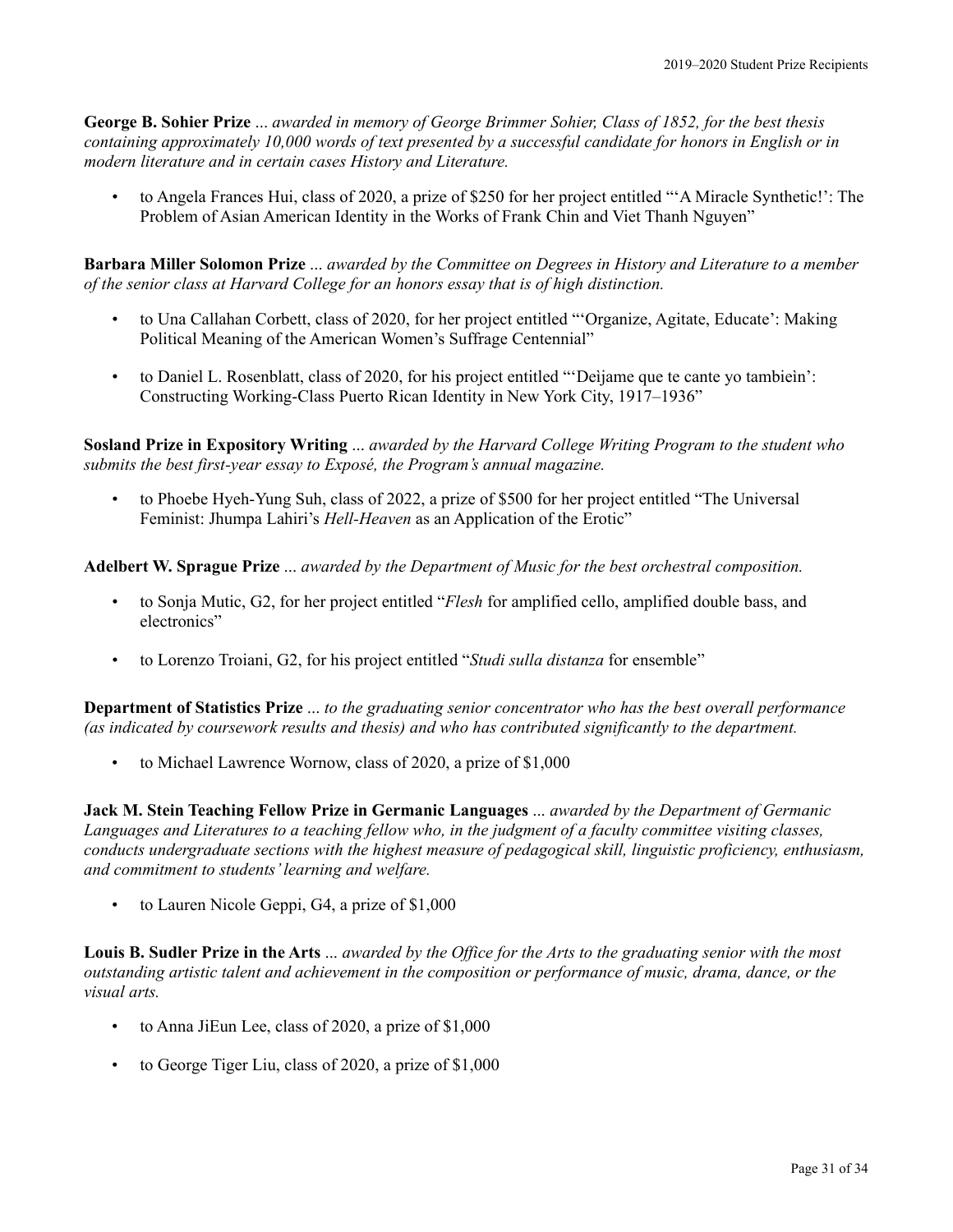**George B. Sohier Prize** ... *awarded in memory of George Brimmer Sohier, Class of 1852, for the best thesis containing approximately 10,000 words of text presented by a successful candidate for honors in English or in modern literature and in certain cases History and Literature.*

- to Angela Frances Hui, class of 2020, a prize of $250 for her project entitled "'A Miracle Synthetic!': The Problem of Asian American Identity in the Works of Frank Chin and Viet Thanh Nguyen"

**Barbara Miller Solomon Prize** ... *awarded by the Committee on Degrees in History and Literature to a member of the senior class at Harvard College for an honors essay that is of high distinction.*

- to Una Callahan Corbett, class of 2020, for her project entitled "'Organize, Agitate, Educate': Making Political Meaning of the American Women's Suffrage Centennial"
- to Daniel L. Rosenblatt, class of 2020, for his project entitled "'Deìjame que te cante yo tambieìn': Constructing Working-Class Puerto Rican Identity in New York City, 1917–1936"

**Sosland Prize in Expository Writing** ... *awarded by the Harvard College Writing Program to the student who submits the best first-year essay to Exposé, the Program's annual magazine.*

- to Phoebe Hyeh-Yung Suh, class of 2022, a prize of $500 for her project entitled "The Universal Feminist: Jhumpa Lahiri's *Hell-Heaven* as an Application of the Erotic"

**Adelbert W. Sprague Prize** ... *awarded by the Department of Music for the best orchestral composition.*

- to Sonja Mutic, G2, for her project entitled "*Flesh* for amplified cello, amplified double bass, and electronics"
- to Lorenzo Troiani, G2, for his project entitled "*Studi sulla distanza* for ensemble"

**Department of Statistics Prize** ... *to the graduating senior concentrator who has the best overall performance (as indicated by coursework results and thesis) and who has contributed significantly to the department.*

- to Michael Lawrence Wornow, class of 2020, a prize of $1,000

**Jack M. Stein Teaching Fellow Prize in Germanic Languages** ... *awarded by the Department of Germanic Languages and Literatures to a teaching fellow who, in the judgment of a faculty committee visiting classes, conducts undergraduate sections with the highest measure of pedagogical skill, linguistic proficiency, enthusiasm, and commitment to students' learning and welfare.*

- to Lauren Nicole Geppi, G4, a prize of $1,000

**Louis B. Sudler Prize in the Arts** ... *awarded by the Office for the Arts to the graduating senior with the most outstanding artistic talent and achievement in the composition or performance of music, drama, dance, or the visual arts.*

- to Anna JiEun Lee, class of 2020, a prize of $1,000
- to George Tiger Liu, class of 2020, a prize of $1,000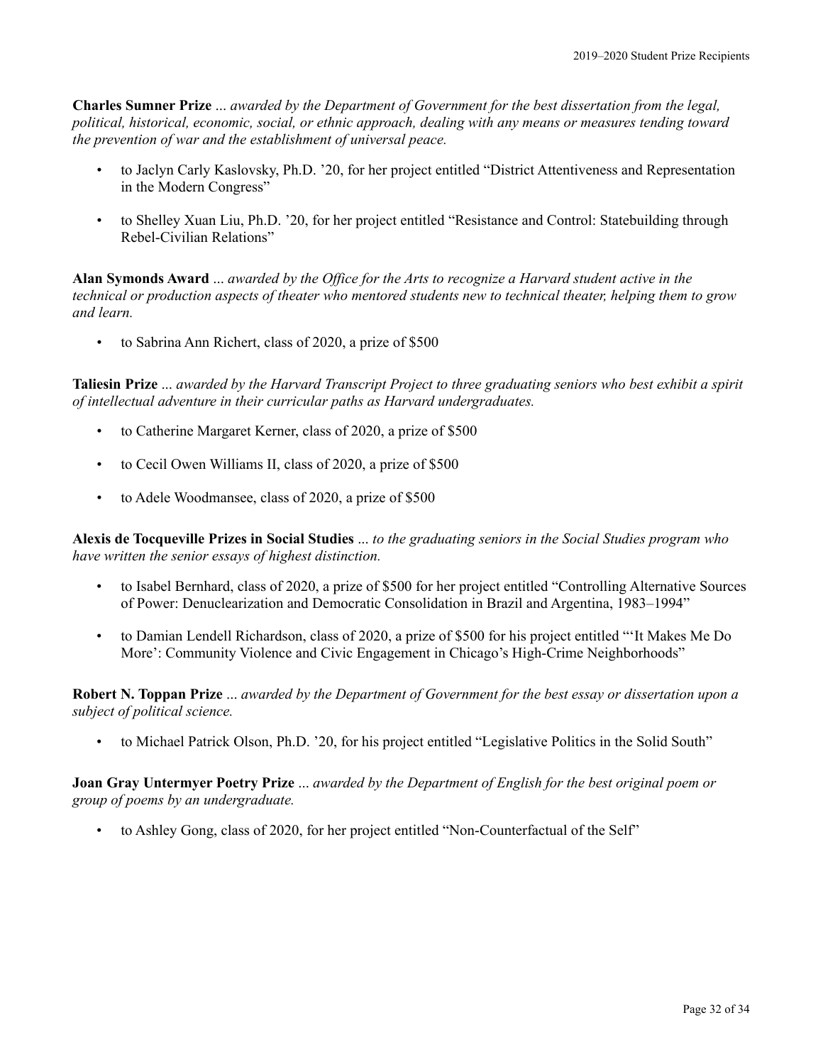**Charles Sumner Prize** ... *awarded by the Department of Government for the best dissertation from the legal, political, historical, economic, social, or ethnic approach, dealing with any means or measures tending toward the prevention of war and the establishment of universal peace.*

- to Jaclyn Carly Kaslovsky, Ph.D. '20, for her project entitled "District Attentiveness and Representation in the Modern Congress"
- to Shelley Xuan Liu, Ph.D. '20, for her project entitled "Resistance and Control: Statebuilding through Rebel-Civilian Relations"

**Alan Symonds Award** ... *awarded by the Office for the Arts to recognize a Harvard student active in the technical or production aspects of theater who mentored students new to technical theater, helping them to grow and learn.*

- to Sabrina Ann Richert, class of 2020, a prize of $500

**Taliesin Prize** ... *awarded by the Harvard Transcript Project to three graduating seniors who best exhibit a spirit of intellectual adventure in their curricular paths as Harvard undergraduates.*

- to Catherine Margaret Kerner, class of 2020, a prize of $500
- to Cecil Owen Williams II, class of 2020, a prize of $500
- to Adele Woodmansee, class of 2020, a prize of $500

**Alexis de Tocqueville Prizes in Social Studies** ... *to the graduating seniors in the Social Studies program who have written the senior essays of highest distinction.*

- to Isabel Bernhard, class of 2020, a prize of $500 for her project entitled "Controlling Alternative Sources of Power: Denuclearization and Democratic Consolidation in Brazil and Argentina, 1983–1994"
- to Damian Lendell Richardson, class of 2020, a prize of $500 for his project entitled "'It Makes Me Do More': Community Violence and Civic Engagement in Chicago's High-Crime Neighborhoods"

**Robert N. Toppan Prize** ... *awarded by the Department of Government for the best essay or dissertation upon a subject of political science.*

- to Michael Patrick Olson, Ph.D. '20, for his project entitled "Legislative Politics in the Solid South"

**Joan Gray Untermyer Poetry Prize** ... *awarded by the Department of English for the best original poem or group of poems by an undergraduate.*

- to Ashley Gong, class of 2020, for her project entitled "Non-Counterfactual of the Self"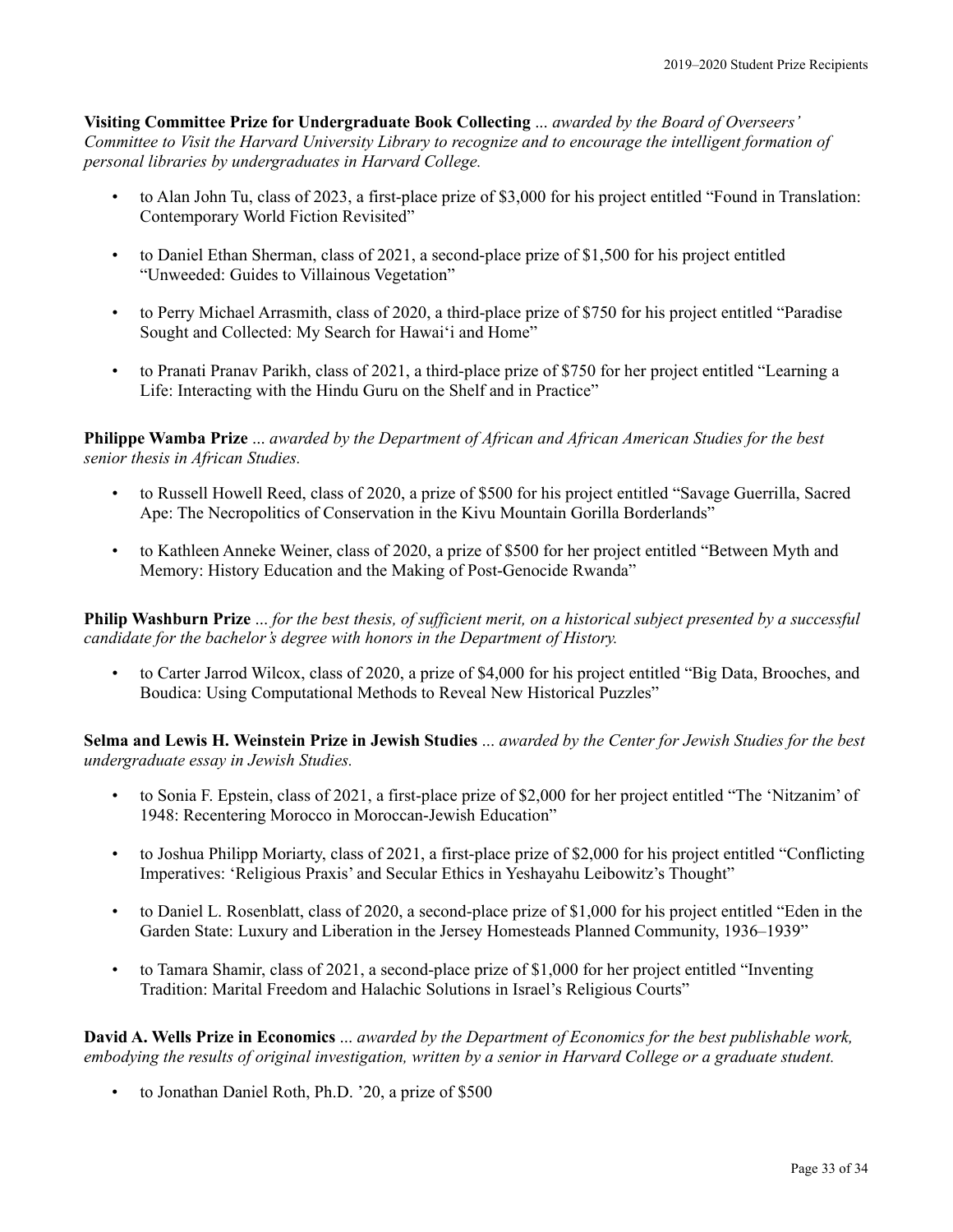**Visiting Committee Prize for Undergraduate Book Collecting** ... *awarded by the Board of Overseers' Committee to Visit the Harvard University Library to recognize and to encourage the intelligent formation of personal libraries by undergraduates in Harvard College.*

- to Alan John Tu, class of 2023, a first-place prize of $3,000 for his project entitled "Found in Translation: Contemporary World Fiction Revisited"
- to Daniel Ethan Sherman, class of 2021, a second-place prize of $1,500 for his project entitled "Unweeded: Guides to Villainous Vegetation"
- to Perry Michael Arrasmith, class of 2020, a third-place prize of $750 for his project entitled "Paradise Sought and Collected: My Search for Hawai'i and Home"
- to Pranati Pranav Parikh, class of 2021, a third-place prize of $750 for her project entitled "Learning a Life: Interacting with the Hindu Guru on the Shelf and in Practice"

**Philippe Wamba Prize** ... *awarded by the Department of African and African American Studies for the best senior thesis in African Studies.*

- to Russell Howell Reed, class of 2020, a prize of $500 for his project entitled "Savage Guerrilla, Sacred Ape: The Necropolitics of Conservation in the Kivu Mountain Gorilla Borderlands"
- to Kathleen Anneke Weiner, class of 2020, a prize of $500 for her project entitled "Between Myth and Memory: History Education and the Making of Post-Genocide Rwanda"

**Philip Washburn Prize** ... *for the best thesis, of sufficient merit, on a historical subject presented by a successful candidate for the bachelor's degree with honors in the Department of History.*

- to Carter Jarrod Wilcox, class of 2020, a prize of $4,000 for his project entitled "Big Data, Brooches, and Boudica: Using Computational Methods to Reveal New Historical Puzzles"

**Selma and Lewis H. Weinstein Prize in Jewish Studies** ... *awarded by the Center for Jewish Studies for the best undergraduate essay in Jewish Studies.*

- to Sonia F. Epstein, class of 2021, a first-place prize of $2,000 for her project entitled "The 'Nitzanim' of 1948: Recentering Morocco in Moroccan-Jewish Education"
- to Joshua Philipp Moriarty, class of 2021, a first-place prize of $2,000 for his project entitled "Conflicting Imperatives: 'Religious Praxis' and Secular Ethics in Yeshayahu Leibowitz's Thought"
- to Daniel L. Rosenblatt, class of 2020, a second-place prize of $1,000 for his project entitled "Eden in the Garden State: Luxury and Liberation in the Jersey Homesteads Planned Community, 1936–1939"
- to Tamara Shamir, class of 2021, a second-place prize of $1,000 for her project entitled "Inventing Tradition: Marital Freedom and Halachic Solutions in Israel's Religious Courts"

**David A. Wells Prize in Economics** ... *awarded by the Department of Economics for the best publishable work, embodying the results of original investigation, written by a senior in Harvard College or a graduate student.*

- to Jonathan Daniel Roth, Ph.D. '20, a prize of $500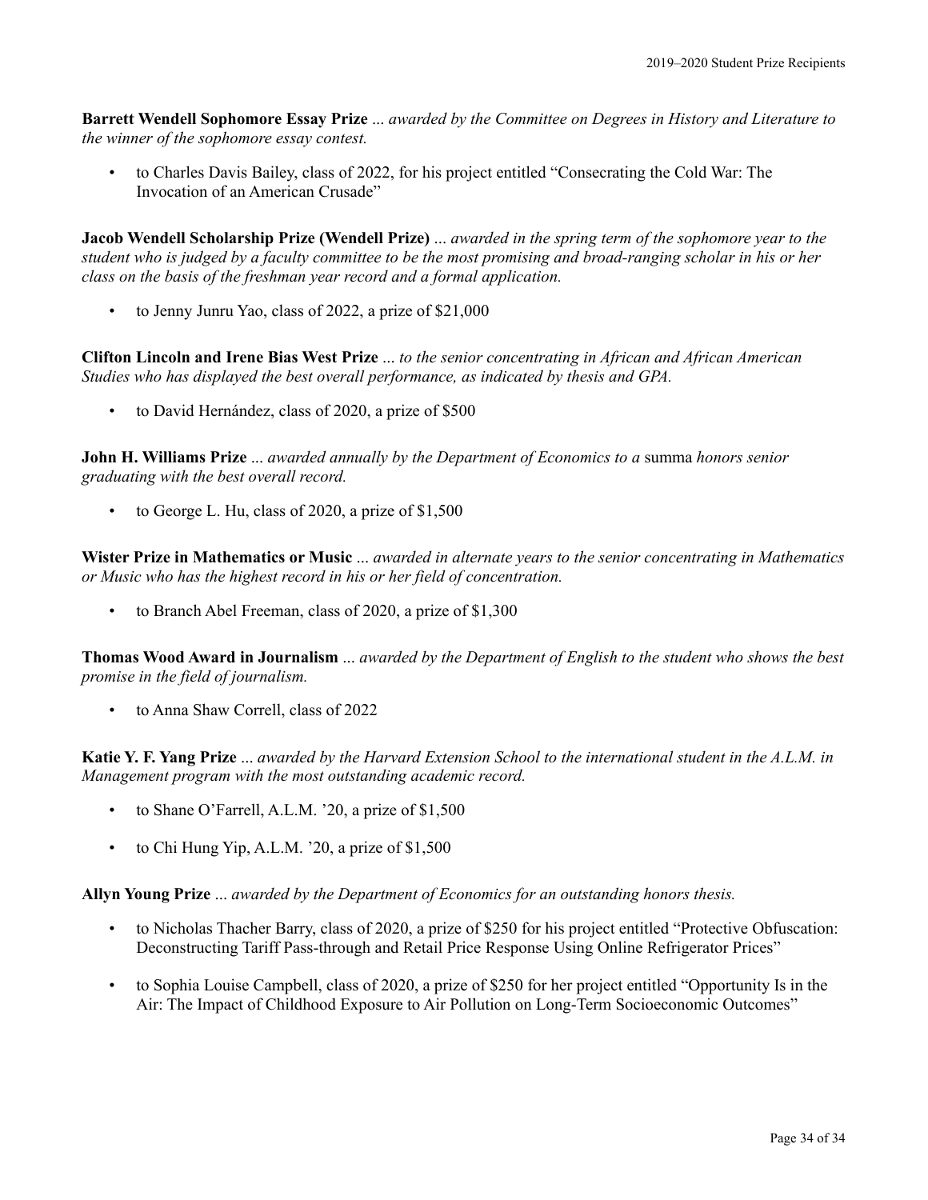**Barrett Wendell Sophomore Essay Prize** ... *awarded by the Committee on Degrees in History and Literature to the winner of the sophomore essay contest.*

- to Charles Davis Bailey, class of 2022, for his project entitled "Consecrating the Cold War: The Invocation of an American Crusade"

**Jacob Wendell Scholarship Prize (Wendell Prize)** ... *awarded in the spring term of the sophomore year to the student who is judged by a faculty committee to be the most promising and broad-ranging scholar in his or her class on the basis of the freshman year record and a formal application.*

- to Jenny Junru Yao, class of 2022, a prize of $21,000

**Clifton Lincoln and Irene Bias West Prize** ... *to the senior concentrating in African and African American Studies who has displayed the best overall performance, as indicated by thesis and GPA.*

- to David Hernández, class of 2020, a prize of $500

**John H. Williams Prize** ... *awarded annually by the Department of Economics to a* summa *honors senior graduating with the best overall record.*

- to George L. Hu, class of 2020, a prize of $1,500

**Wister Prize in Mathematics or Music** ... *awarded in alternate years to the senior concentrating in Mathematics or Music who has the highest record in his or her field of concentration.*

- to Branch Abel Freeman, class of 2020, a prize of $1,300

**Thomas Wood Award in Journalism** ... *awarded by the Department of English to the student who shows the best promise in the field of journalism.*

- to Anna Shaw Correll, class of 2022

**Katie Y. F. Yang Prize** ... *awarded by the Harvard Extension School to the international student in the A.L.M. in Management program with the most outstanding academic record.*

- to Shane O'Farrell, A.L.M. '20, a prize of $1,500
- to Chi Hung Yip, A.L.M. '20, a prize of $1,500

**Allyn Young Prize** ... *awarded by the Department of Economics for an outstanding honors thesis.*

- to Nicholas Thacher Barry, class of 2020, a prize of $250 for his project entitled "Protective Obfuscation: Deconstructing Tariff Pass-through and Retail Price Response Using Online Refrigerator Prices"
- to Sophia Louise Campbell, class of 2020, a prize of $250 for her project entitled "Opportunity Is in the Air: The Impact of Childhood Exposure to Air Pollution on Long-Term Socioeconomic Outcomes"